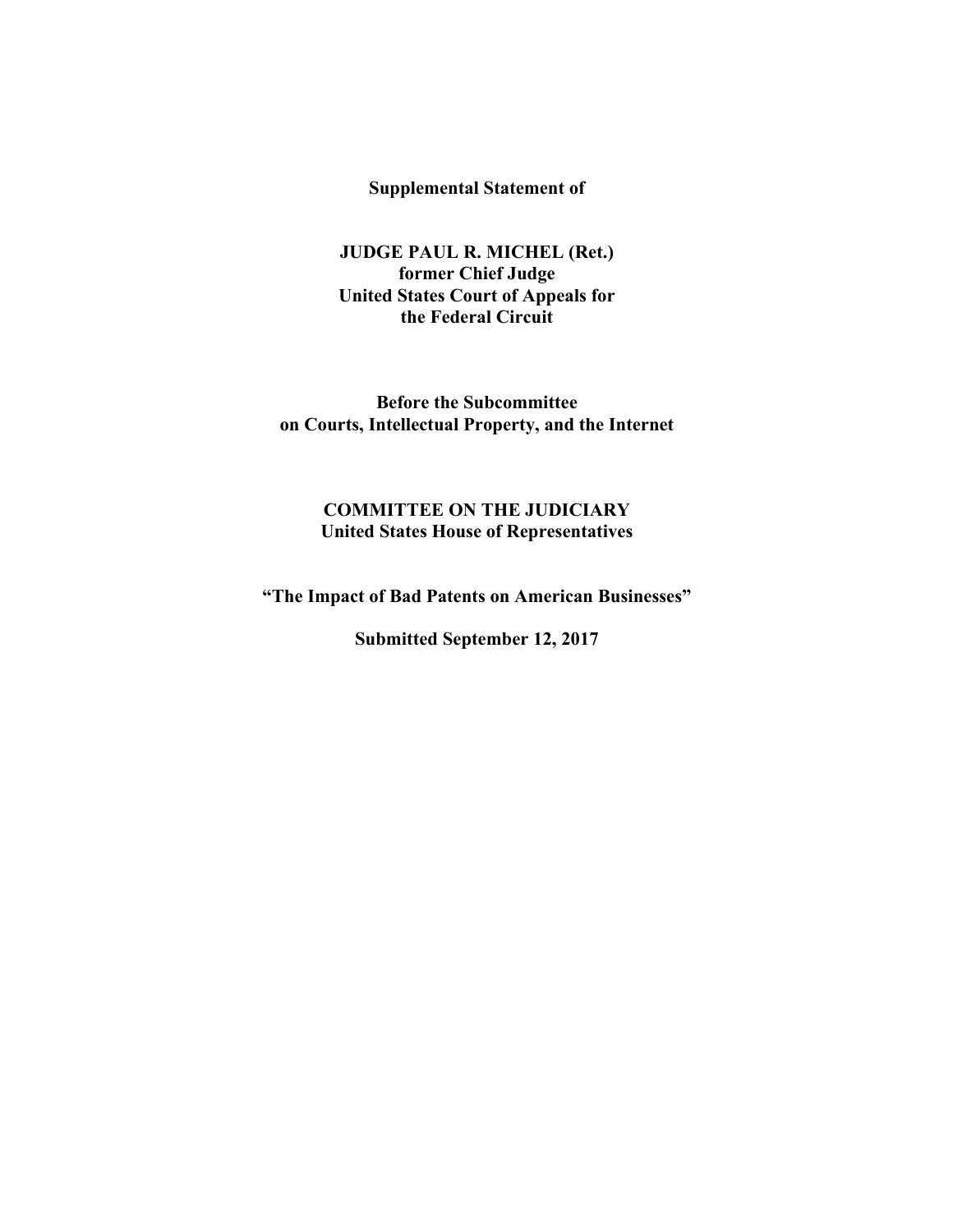**Supplemental Statement of**

**JUDGE PAUL R. MICHEL (Ret.)**
**former Chief Judge**
**United States Court of Appeals for**
**the Federal Circuit**

**Before the Subcommittee**
**on Courts, Intellectual Property, and the Internet**

**COMMITTEE ON THE JUDICIARY**
**United States House of Representatives**

**"The Impact of Bad Patents on American Businesses"**

**Submitted September 12, 2017**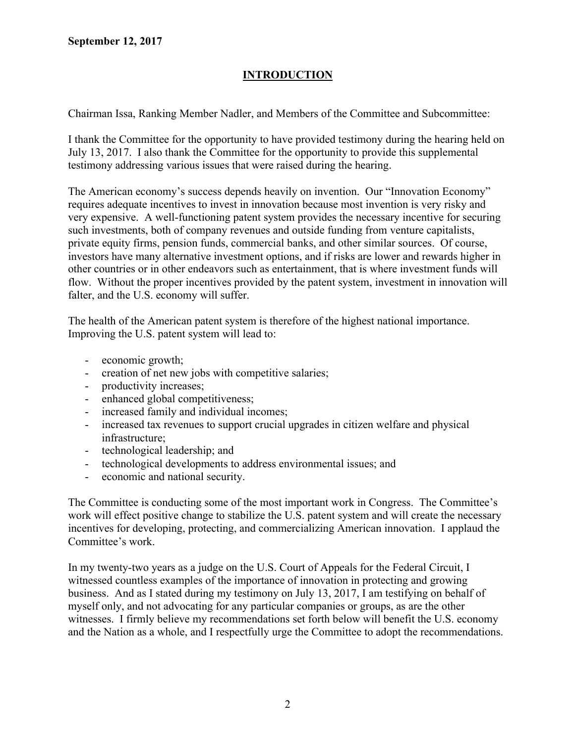**September 12, 2017**

## INTRODUCTION

Chairman Issa, Ranking Member Nadler, and Members of the Committee and Subcommittee:

I thank the Committee for the opportunity to have provided testimony during the hearing held on July 13, 2017. I also thank the Committee for the opportunity to provide this supplemental testimony addressing various issues that were raised during the hearing.

The American economy's success depends heavily on invention. Our "Innovation Economy" requires adequate incentives to invest in innovation because most invention is very risky and very expensive. A well-functioning patent system provides the necessary incentive for securing such investments, both of company revenues and outside funding from venture capitalists, private equity firms, pension funds, commercial banks, and other similar sources. Of course, investors have many alternative investment options, and if risks are lower and rewards higher in other countries or in other endeavors such as entertainment, that is where investment funds will flow. Without the proper incentives provided by the patent system, investment in innovation will falter, and the U.S. economy will suffer.

The health of the American patent system is therefore of the highest national importance. Improving the U.S. patent system will lead to:

- economic growth;
- creation of net new jobs with competitive salaries;
- productivity increases;
- enhanced global competitiveness;
- increased family and individual incomes;
- increased tax revenues to support crucial upgrades in citizen welfare and physical infrastructure;
- technological leadership; and
- technological developments to address environmental issues; and
- economic and national security.

The Committee is conducting some of the most important work in Congress. The Committee's work will effect positive change to stabilize the U.S. patent system and will create the necessary incentives for developing, protecting, and commercializing American innovation. I applaud the Committee's work.

In my twenty-two years as a judge on the U.S. Court of Appeals for the Federal Circuit, I witnessed countless examples of the importance of innovation in protecting and growing business. And as I stated during my testimony on July 13, 2017, I am testifying on behalf of myself only, and not advocating for any particular companies or groups, as are the other witnesses. I firmly believe my recommendations set forth below will benefit the U.S. economy and the Nation as a whole, and I respectfully urge the Committee to adopt the recommendations.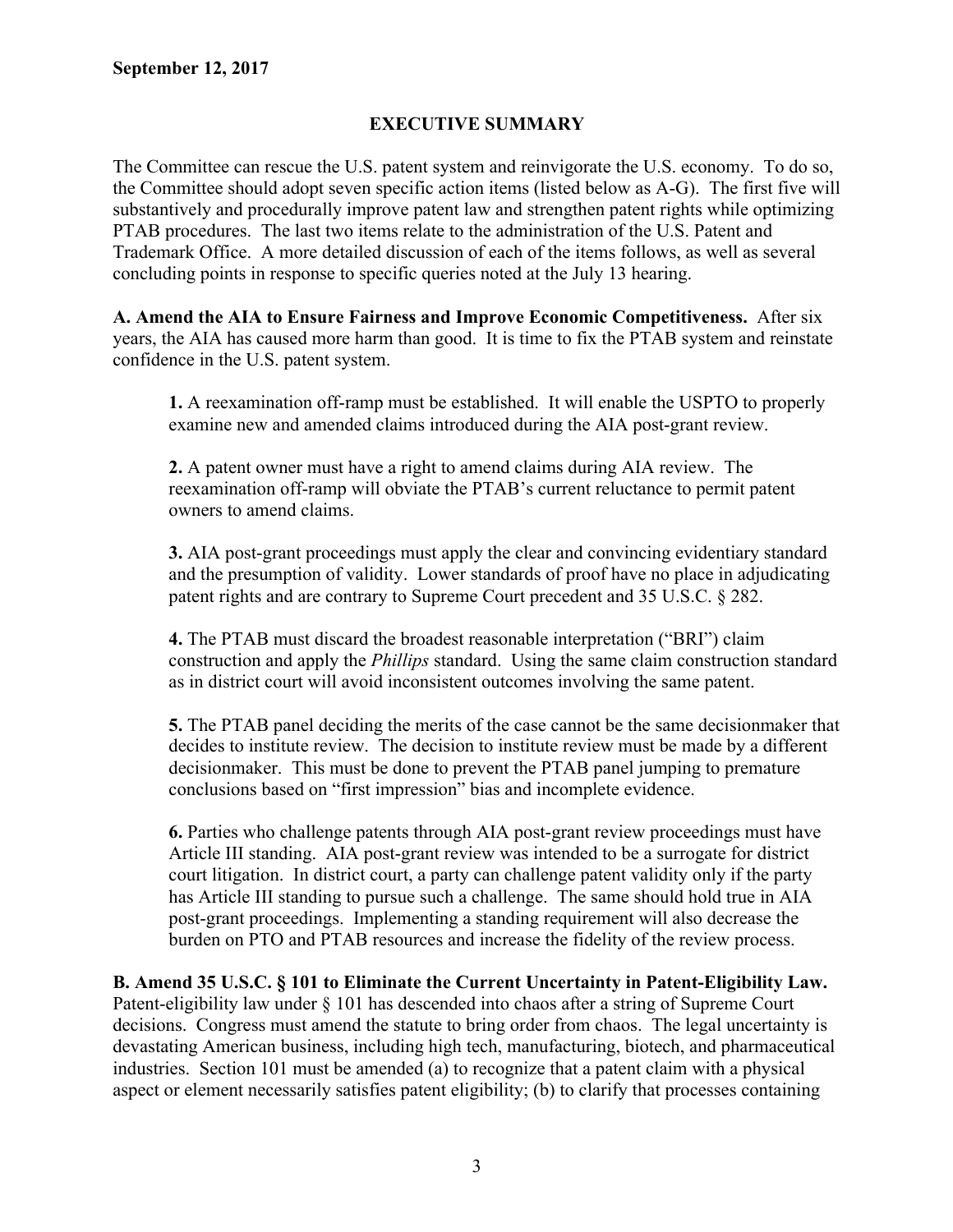**September 12, 2017**

## EXECUTIVE SUMMARY

The Committee can rescue the U.S. patent system and reinvigorate the U.S. economy. To do so, the Committee should adopt seven specific action items (listed below as A-G). The first five will substantively and procedurally improve patent law and strengthen patent rights while optimizing PTAB procedures. The last two items relate to the administration of the U.S. Patent and Trademark Office. A more detailed discussion of each of the items follows, as well as several concluding points in response to specific queries noted at the July 13 hearing.

**A. Amend the AIA to Ensure Fairness and Improve Economic Competitiveness.** After six years, the AIA has caused more harm than good. It is time to fix the PTAB system and reinstate confidence in the U.S. patent system.

> **1.** A reexamination off-ramp must be established. It will enable the USPTO to properly examine new and amended claims introduced during the AIA post-grant review.
>
> **2.** A patent owner must have a right to amend claims during AIA review. The reexamination off-ramp will obviate the PTAB's current reluctance to permit patent owners to amend claims.
>
> **3.** AIA post-grant proceedings must apply the clear and convincing evidentiary standard and the presumption of validity. Lower standards of proof have no place in adjudicating patent rights and are contrary to Supreme Court precedent and 35 U.S.C. § 282.
>
> **4.** The PTAB must discard the broadest reasonable interpretation ("BRI") claim construction and apply the *Phillips* standard. Using the same claim construction standard as in district court will avoid inconsistent outcomes involving the same patent.
>
> **5.** The PTAB panel deciding the merits of the case cannot be the same decisionmaker that decides to institute review. The decision to institute review must be made by a different decisionmaker. This must be done to prevent the PTAB panel jumping to premature conclusions based on "first impression" bias and incomplete evidence.
>
> **6.** Parties who challenge patents through AIA post-grant review proceedings must have Article III standing. AIA post-grant review was intended to be a surrogate for district court litigation. In district court, a party can challenge patent validity only if the party has Article III standing to pursue such a challenge. The same should hold true in AIA post-grant proceedings. Implementing a standing requirement will also decrease the burden on PTO and PTAB resources and increase the fidelity of the review process.

**B. Amend 35 U.S.C. § 101 to Eliminate the Current Uncertainty in Patent-Eligibility Law.** Patent-eligibility law under § 101 has descended into chaos after a string of Supreme Court decisions. Congress must amend the statute to bring order from chaos. The legal uncertainty is devastating American business, including high tech, manufacturing, biotech, and pharmaceutical industries. Section 101 must be amended (a) to recognize that a patent claim with a physical aspect or element necessarily satisfies patent eligibility; (b) to clarify that processes containing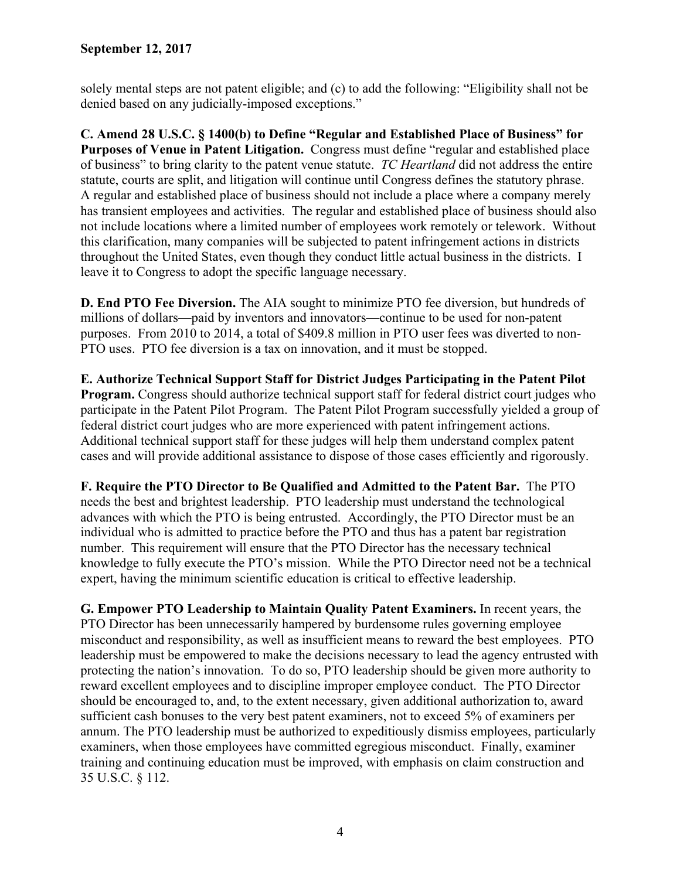solely mental steps are not patent eligible; and (c) to add the following: "Eligibility shall not be denied based on any judicially-imposed exceptions."

**C. Amend 28 U.S.C. § 1400(b) to Define "Regular and Established Place of Business" for Purposes of Venue in Patent Litigation.** Congress must define "regular and established place of business" to bring clarity to the patent venue statute. *TC Heartland* did not address the entire statute, courts are split, and litigation will continue until Congress defines the statutory phrase. A regular and established place of business should not include a place where a company merely has transient employees and activities. The regular and established place of business should also not include locations where a limited number of employees work remotely or telework. Without this clarification, many companies will be subjected to patent infringement actions in districts throughout the United States, even though they conduct little actual business in the districts. I leave it to Congress to adopt the specific language necessary.

**D. End PTO Fee Diversion.** The AIA sought to minimize PTO fee diversion, but hundreds of millions of dollars—paid by inventors and innovators—continue to be used for non-patent purposes. From 2010 to 2014, a total of $409.8 million in PTO user fees was diverted to non-PTO uses. PTO fee diversion is a tax on innovation, and it must be stopped.

**E. Authorize Technical Support Staff for District Judges Participating in the Patent Pilot Program.** Congress should authorize technical support staff for federal district court judges who participate in the Patent Pilot Program. The Patent Pilot Program successfully yielded a group of federal district court judges who are more experienced with patent infringement actions. Additional technical support staff for these judges will help them understand complex patent cases and will provide additional assistance to dispose of those cases efficiently and rigorously.

**F. Require the PTO Director to Be Qualified and Admitted to the Patent Bar.** The PTO needs the best and brightest leadership. PTO leadership must understand the technological advances with which the PTO is being entrusted. Accordingly, the PTO Director must be an individual who is admitted to practice before the PTO and thus has a patent bar registration number. This requirement will ensure that the PTO Director has the necessary technical knowledge to fully execute the PTO's mission. While the PTO Director need not be a technical expert, having the minimum scientific education is critical to effective leadership.

**G. Empower PTO Leadership to Maintain Quality Patent Examiners.** In recent years, the PTO Director has been unnecessarily hampered by burdensome rules governing employee misconduct and responsibility, as well as insufficient means to reward the best employees. PTO leadership must be empowered to make the decisions necessary to lead the agency entrusted with protecting the nation's innovation. To do so, PTO leadership should be given more authority to reward excellent employees and to discipline improper employee conduct. The PTO Director should be encouraged to, and, to the extent necessary, given additional authorization to, award sufficient cash bonuses to the very best patent examiners, not to exceed 5% of examiners per annum. The PTO leadership must be authorized to expeditiously dismiss employees, particularly examiners, when those employees have committed egregious misconduct. Finally, examiner training and continuing education must be improved, with emphasis on claim construction and 35 U.S.C. § 112.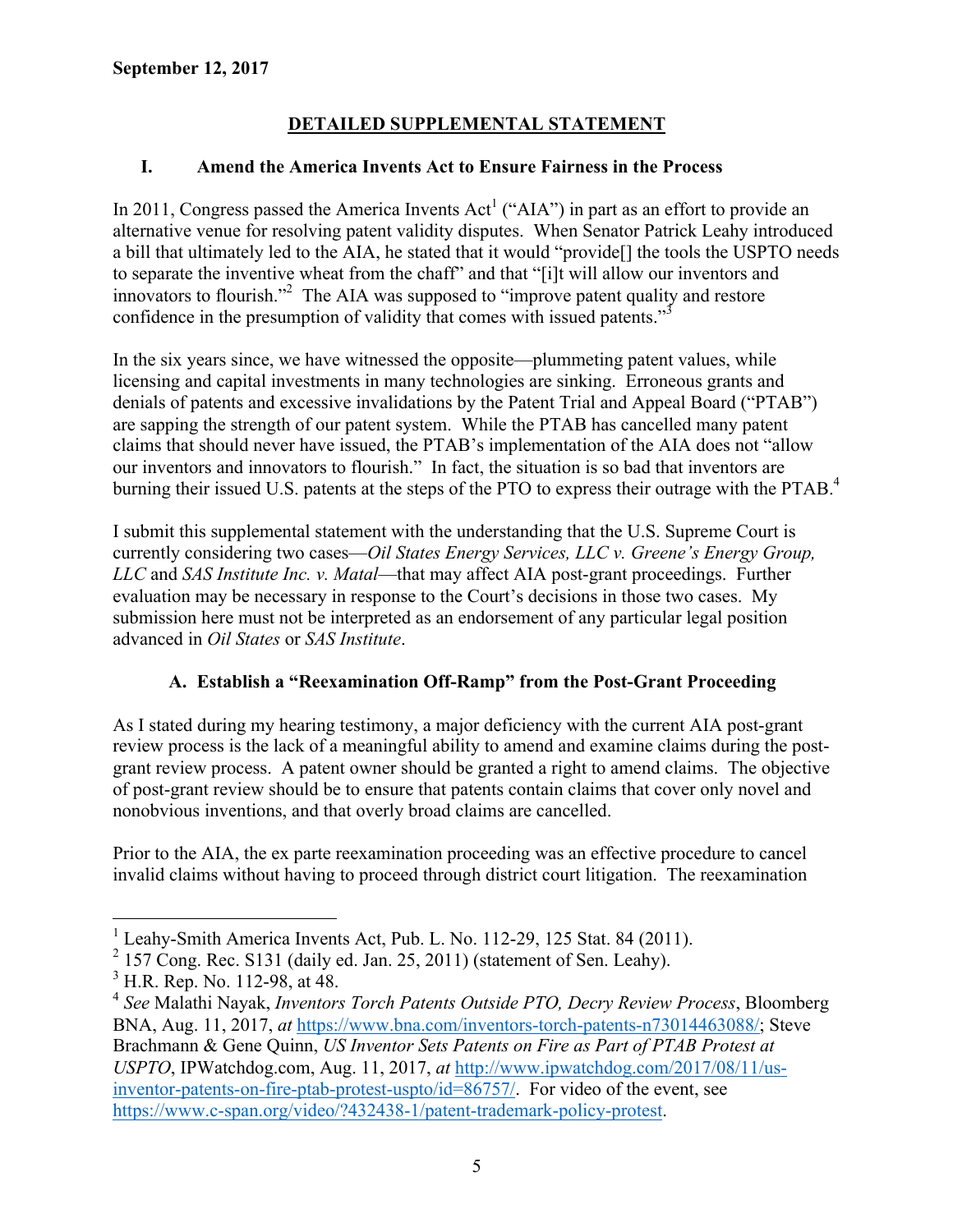**September 12, 2017**

## DETAILED SUPPLEMENTAL STATEMENT

### I. Amend the America Invents Act to Ensure Fairness in the Process

In 2011, Congress passed the America Invents Act[1] ("AIA") in part as an effort to provide an alternative venue for resolving patent validity disputes. When Senator Patrick Leahy introduced a bill that ultimately led to the AIA, he stated that it would "provide[] the tools the USPTO needs to separate the inventive wheat from the chaff" and that "[i]t will allow our inventors and innovators to flourish."[2] The AIA was supposed to "improve patent quality and restore confidence in the presumption of validity that comes with issued patents."[3]

In the six years since, we have witnessed the opposite—plummeting patent values, while licensing and capital investments in many technologies are sinking. Erroneous grants and denials of patents and excessive invalidations by the Patent Trial and Appeal Board ("PTAB") are sapping the strength of our patent system. While the PTAB has cancelled many patent claims that should never have issued, the PTAB's implementation of the AIA does not "allow our inventors and innovators to flourish." In fact, the situation is so bad that inventors are burning their issued U.S. patents at the steps of the PTO to express their outrage with the PTAB.[4]

I submit this supplemental statement with the understanding that the U.S. Supreme Court is currently considering two cases—*Oil States Energy Services, LLC v. Greene's Energy Group, LLC* and *SAS Institute Inc. v. Matal*—that may affect AIA post-grant proceedings. Further evaluation may be necessary in response to the Court's decisions in those two cases. My submission here must not be interpreted as an endorsement of any particular legal position advanced in *Oil States* or *SAS Institute*.

#### A. Establish a "Reexamination Off-Ramp" from the Post-Grant Proceeding

As I stated during my hearing testimony, a major deficiency with the current AIA post-grant review process is the lack of a meaningful ability to amend and examine claims during the post-grant review process. A patent owner should be granted a right to amend claims. The objective of post-grant review should be to ensure that patents contain claims that cover only novel and nonobvious inventions, and that overly broad claims are cancelled.

Prior to the AIA, the ex parte reexamination proceeding was an effective procedure to cancel invalid claims without having to proceed through district court litigation. The reexamination

---

[1] Leahy-Smith America Invents Act, Pub. L. No. 112-29, 125 Stat. 84 (2011).

[2] 157 Cong. Rec. S131 (daily ed. Jan. 25, 2011) (statement of Sen. Leahy).

[3] H.R. Rep. No. 112-98, at 48.

[4] *See* Malathi Nayak, *Inventors Torch Patents Outside PTO, Decry Review Process*, Bloomberg BNA, Aug. 11, 2017, *at* https://www.bna.com/inventors-torch-patents-n73014463088/; Steve Brachmann & Gene Quinn, *US Inventor Sets Patents on Fire as Part of PTAB Protest at USPTO*, IPWatchdog.com, Aug. 11, 2017, *at* http://www.ipwatchdog.com/2017/08/11/us-inventor-patents-on-fire-ptab-protest-uspto/id=86757/. For video of the event, see https://www.c-span.org/video/?432438-1/patent-trademark-policy-protest.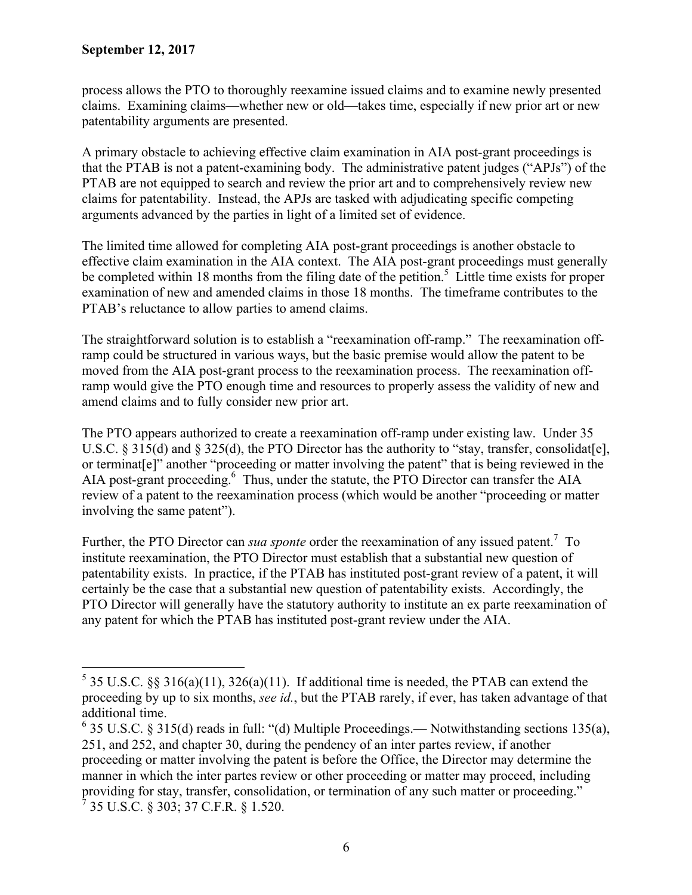process allows the PTO to thoroughly reexamine issued claims and to examine newly presented claims. Examining claims—whether new or old—takes time, especially if new prior art or new patentability arguments are presented.

A primary obstacle to achieving effective claim examination in AIA post-grant proceedings is that the PTAB is not a patent-examining body. The administrative patent judges ("APJs") of the PTAB are not equipped to search and review the prior art and to comprehensively review new claims for patentability. Instead, the APJs are tasked with adjudicating specific competing arguments advanced by the parties in light of a limited set of evidence.

The limited time allowed for completing AIA post-grant proceedings is another obstacle to effective claim examination in the AIA context. The AIA post-grant proceedings must generally be completed within 18 months from the filing date of the petition.[5] Little time exists for proper examination of new and amended claims in those 18 months. The timeframe contributes to the PTAB's reluctance to allow parties to amend claims.

The straightforward solution is to establish a "reexamination off-ramp." The reexamination off-ramp could be structured in various ways, but the basic premise would allow the patent to be moved from the AIA post-grant process to the reexamination process. The reexamination off-ramp would give the PTO enough time and resources to properly assess the validity of new and amend claims and to fully consider new prior art.

The PTO appears authorized to create a reexamination off-ramp under existing law. Under 35 U.S.C. § 315(d) and § 325(d), the PTO Director has the authority to "stay, transfer, consolidat[e], or terminat[e]" another "proceeding or matter involving the patent" that is being reviewed in the AIA post-grant proceeding.[6] Thus, under the statute, the PTO Director can transfer the AIA review of a patent to the reexamination process (which would be another "proceeding or matter involving the same patent").

Further, the PTO Director can *sua sponte* order the reexamination of any issued patent.[7] To institute reexamination, the PTO Director must establish that a substantial new question of patentability exists. In practice, if the PTAB has instituted post-grant review of a patent, it will certainly be the case that a substantial new question of patentability exists. Accordingly, the PTO Director will generally have the statutory authority to institute an ex parte reexamination of any patent for which the PTAB has instituted post-grant review under the AIA.

---

[5] 35 U.S.C. §§ 316(a)(11), 326(a)(11). If additional time is needed, the PTAB can extend the proceeding by up to six months, *see id.*, but the PTAB rarely, if ever, has taken advantage of that additional time.

[6] 35 U.S.C. § 315(d) reads in full: "(d) Multiple Proceedings.— Notwithstanding sections 135(a), 251, and 252, and chapter 30, during the pendency of an inter partes review, if another proceeding or matter involving the patent is before the Office, the Director may determine the manner in which the inter partes review or other proceeding or matter may proceed, including providing for stay, transfer, consolidation, or termination of any such matter or proceeding."

[7] 35 U.S.C. § 303; 37 C.F.R. § 1.520.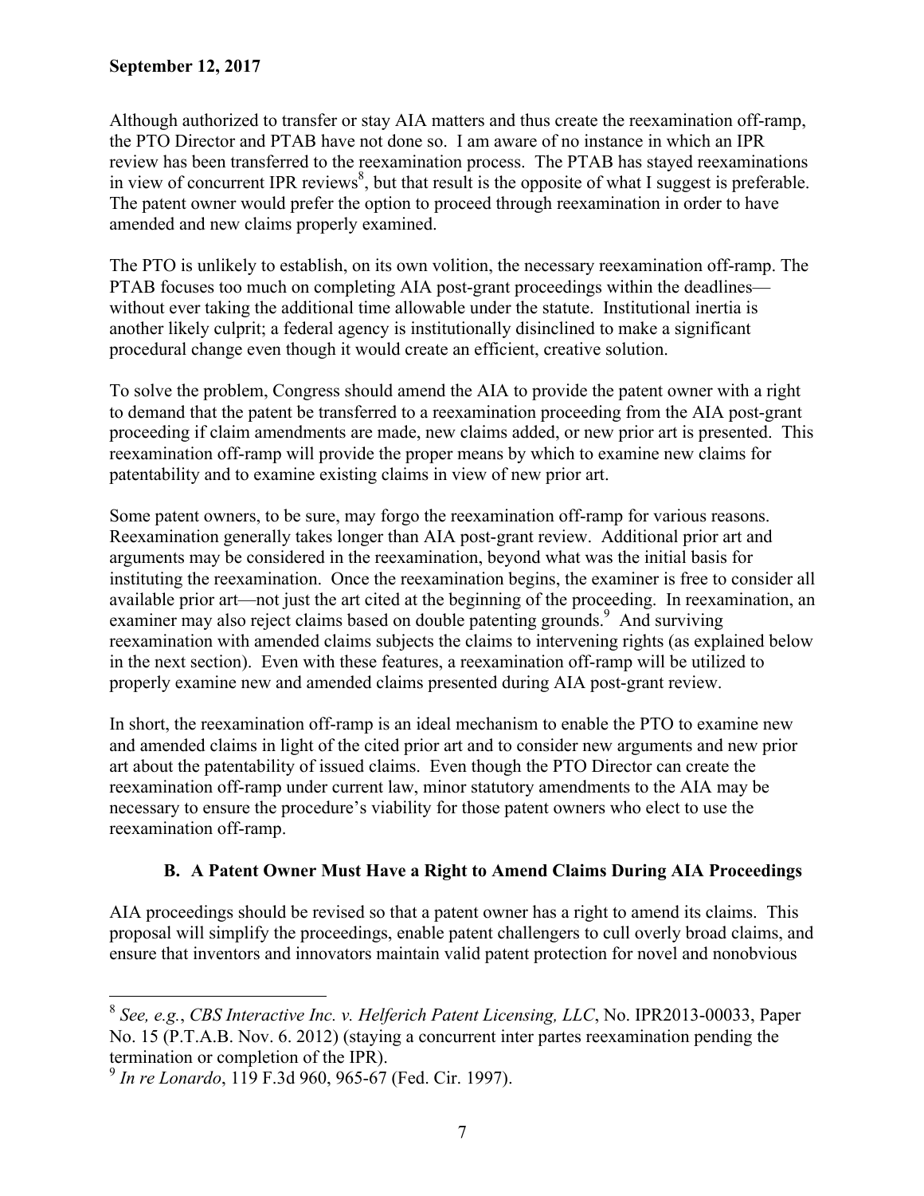Although authorized to transfer or stay AIA matters and thus create the reexamination off-ramp, the PTO Director and PTAB have not done so. I am aware of no instance in which an IPR review has been transferred to the reexamination process. The PTAB has stayed reexaminations in view of concurrent IPR reviews[8], but that result is the opposite of what I suggest is preferable. The patent owner would prefer the option to proceed through reexamination in order to have amended and new claims properly examined.

The PTO is unlikely to establish, on its own volition, the necessary reexamination off-ramp. The PTAB focuses too much on completing AIA post-grant proceedings within the deadlines—without ever taking the additional time allowable under the statute. Institutional inertia is another likely culprit; a federal agency is institutionally disinclined to make a significant procedural change even though it would create an efficient, creative solution.

To solve the problem, Congress should amend the AIA to provide the patent owner with a right to demand that the patent be transferred to a reexamination proceeding from the AIA post-grant proceeding if claim amendments are made, new claims added, or new prior art is presented. This reexamination off-ramp will provide the proper means by which to examine new claims for patentability and to examine existing claims in view of new prior art.

Some patent owners, to be sure, may forgo the reexamination off-ramp for various reasons. Reexamination generally takes longer than AIA post-grant review. Additional prior art and arguments may be considered in the reexamination, beyond what was the initial basis for instituting the reexamination. Once the reexamination begins, the examiner is free to consider all available prior art—not just the art cited at the beginning of the proceeding. In reexamination, an examiner may also reject claims based on double patenting grounds.[9] And surviving reexamination with amended claims subjects the claims to intervening rights (as explained below in the next section). Even with these features, a reexamination off-ramp will be utilized to properly examine new and amended claims presented during AIA post-grant review.

In short, the reexamination off-ramp is an ideal mechanism to enable the PTO to examine new and amended claims in light of the cited prior art and to consider new arguments and new prior art about the patentability of issued claims. Even though the PTO Director can create the reexamination off-ramp under current law, minor statutory amendments to the AIA may be necessary to ensure the procedure's viability for those patent owners who elect to use the reexamination off-ramp.

### B. A Patent Owner Must Have a Right to Amend Claims During AIA Proceedings

AIA proceedings should be revised so that a patent owner has a right to amend its claims. This proposal will simplify the proceedings, enable patent challengers to cull overly broad claims, and ensure that inventors and innovators maintain valid patent protection for novel and nonobvious

---

[8] *See, e.g.*, *CBS Interactive Inc. v. Helferich Patent Licensing, LLC*, No. IPR2013-00033, Paper No. 15 (P.T.A.B. Nov. 6. 2012) (staying a concurrent inter partes reexamination pending the termination or completion of the IPR).

[9] *In re Lonardo*, 119 F.3d 960, 965-67 (Fed. Cir. 1997).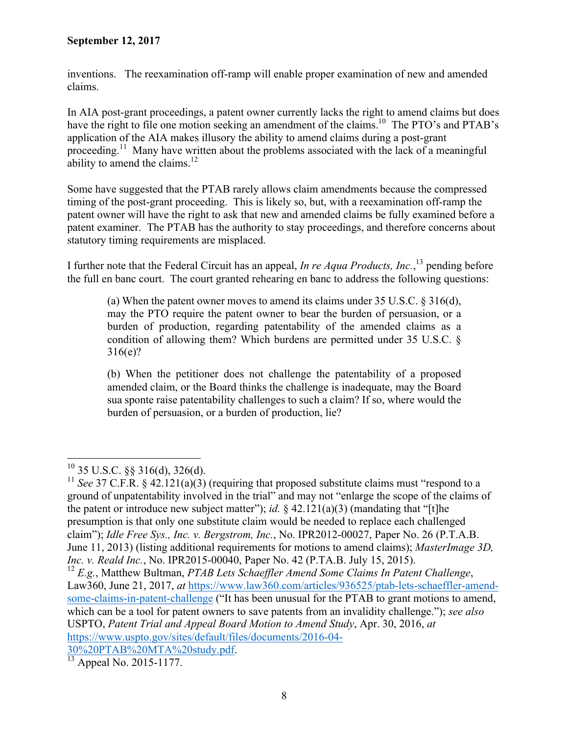inventions. The reexamination off-ramp will enable proper examination of new and amended claims.

In AIA post-grant proceedings, a patent owner currently lacks the right to amend claims but does have the right to file one motion seeking an amendment of the claims.[10] The PTO's and PTAB's application of the AIA makes illusory the ability to amend claims during a post-grant proceeding.[11] Many have written about the problems associated with the lack of a meaningful ability to amend the claims.[12]

Some have suggested that the PTAB rarely allows claim amendments because the compressed timing of the post-grant proceeding. This is likely so, but, with a reexamination off-ramp the patent owner will have the right to ask that new and amended claims be fully examined before a patent examiner. The PTAB has the authority to stay proceedings, and therefore concerns about statutory timing requirements are misplaced.

I further note that the Federal Circuit has an appeal, *In re Aqua Products, Inc.*,[13] pending before the full en banc court. The court granted rehearing en banc to address the following questions:

> (a) When the patent owner moves to amend its claims under 35 U.S.C. § 316(d), may the PTO require the patent owner to bear the burden of persuasion, or a burden of production, regarding patentability of the amended claims as a condition of allowing them? Which burdens are permitted under 35 U.S.C. § 316(e)?
>
> (b) When the petitioner does not challenge the patentability of a proposed amended claim, or the Board thinks the challenge is inadequate, may the Board sua sponte raise patentability challenges to such a claim? If so, where would the burden of persuasion, or a burden of production, lie?

---

[10] 35 U.S.C. §§ 316(d), 326(d).

[11] *See* 37 C.F.R. § 42.121(a)(3) (requiring that proposed substitute claims must "respond to a ground of unpatentability involved in the trial" and may not "enlarge the scope of the claims of the patent or introduce new subject matter"); *id.* § 42.121(a)(3) (mandating that "[t]he presumption is that only one substitute claim would be needed to replace each challenged claim"); *Idle Free Sys., Inc. v. Bergstrom, Inc.*, No. IPR2012-00027, Paper No. 26 (P.T.A.B. June 11, 2013) (listing additional requirements for motions to amend claims); *MasterImage 3D, Inc. v. Reald Inc.*, No. IPR2015-00040, Paper No. 42 (P.T.A.B. July 15, 2015).

[12] *E.g.*, Matthew Bultman, *PTAB Lets Schaeffler Amend Some Claims In Patent Challenge*, Law360, June 21, 2017, *at* https://www.law360.com/articles/936525/ptab-lets-schaeffler-amend-some-claims-in-patent-challenge ("It has been unusual for the PTAB to grant motions to amend, which can be a tool for patent owners to save patents from an invalidity challenge."); *see also* USPTO, *Patent Trial and Appeal Board Motion to Amend Study*, Apr. 30, 2016, *at* https://www.uspto.gov/sites/default/files/documents/2016-04-30%20PTAB%20MTA%20study.pdf.

[13] Appeal No. 2015-1177.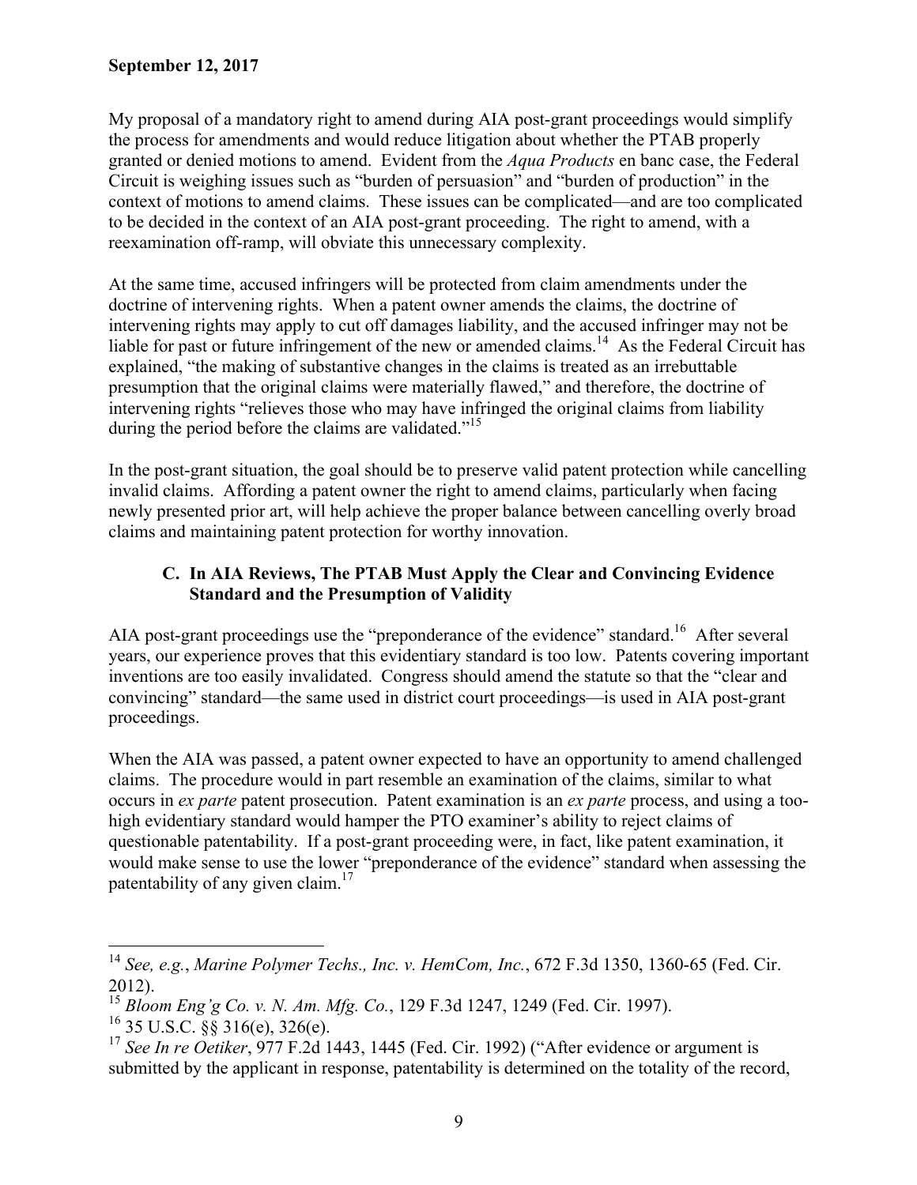My proposal of a mandatory right to amend during AIA post-grant proceedings would simplify the process for amendments and would reduce litigation about whether the PTAB properly granted or denied motions to amend. Evident from the *Aqua Products* en banc case, the Federal Circuit is weighing issues such as "burden of persuasion" and "burden of production" in the context of motions to amend claims. These issues can be complicated—and are too complicated to be decided in the context of an AIA post-grant proceeding. The right to amend, with a reexamination off-ramp, will obviate this unnecessary complexity.

At the same time, accused infringers will be protected from claim amendments under the doctrine of intervening rights. When a patent owner amends the claims, the doctrine of intervening rights may apply to cut off damages liability, and the accused infringer may not be liable for past or future infringement of the new or amended claims.[14] As the Federal Circuit has explained, "the making of substantive changes in the claims is treated as an irrebuttable presumption that the original claims were materially flawed," and therefore, the doctrine of intervening rights "relieves those who may have infringed the original claims from liability during the period before the claims are validated."[15]

In the post-grant situation, the goal should be to preserve valid patent protection while cancelling invalid claims. Affording a patent owner the right to amend claims, particularly when facing newly presented prior art, will help achieve the proper balance between cancelling overly broad claims and maintaining patent protection for worthy innovation.

### C. In AIA Reviews, The PTAB Must Apply the Clear and Convincing Evidence Standard and the Presumption of Validity

AIA post-grant proceedings use the "preponderance of the evidence" standard.[16] After several years, our experience proves that this evidentiary standard is too low. Patents covering important inventions are too easily invalidated. Congress should amend the statute so that the "clear and convincing" standard—the same used in district court proceedings—is used in AIA post-grant proceedings.

When the AIA was passed, a patent owner expected to have an opportunity to amend challenged claims. The procedure would in part resemble an examination of the claims, similar to what occurs in *ex parte* patent prosecution. Patent examination is an *ex parte* process, and using a too-high evidentiary standard would hamper the PTO examiner's ability to reject claims of questionable patentability. If a post-grant proceeding were, in fact, like patent examination, it would make sense to use the lower "preponderance of the evidence" standard when assessing the patentability of any given claim.[17]

---

[14] *See, e.g.*, *Marine Polymer Techs., Inc. v. HemCom, Inc.*, 672 F.3d 1350, 1360-65 (Fed. Cir. 2012).

[15] *Bloom Eng'g Co. v. N. Am. Mfg. Co.*, 129 F.3d 1247, 1249 (Fed. Cir. 1997).

[16] 35 U.S.C. §§ 316(e), 326(e).

[17] *See In re Oetiker*, 977 F.2d 1443, 1445 (Fed. Cir. 1992) ("After evidence or argument is submitted by the applicant in response, patentability is determined on the totality of the record,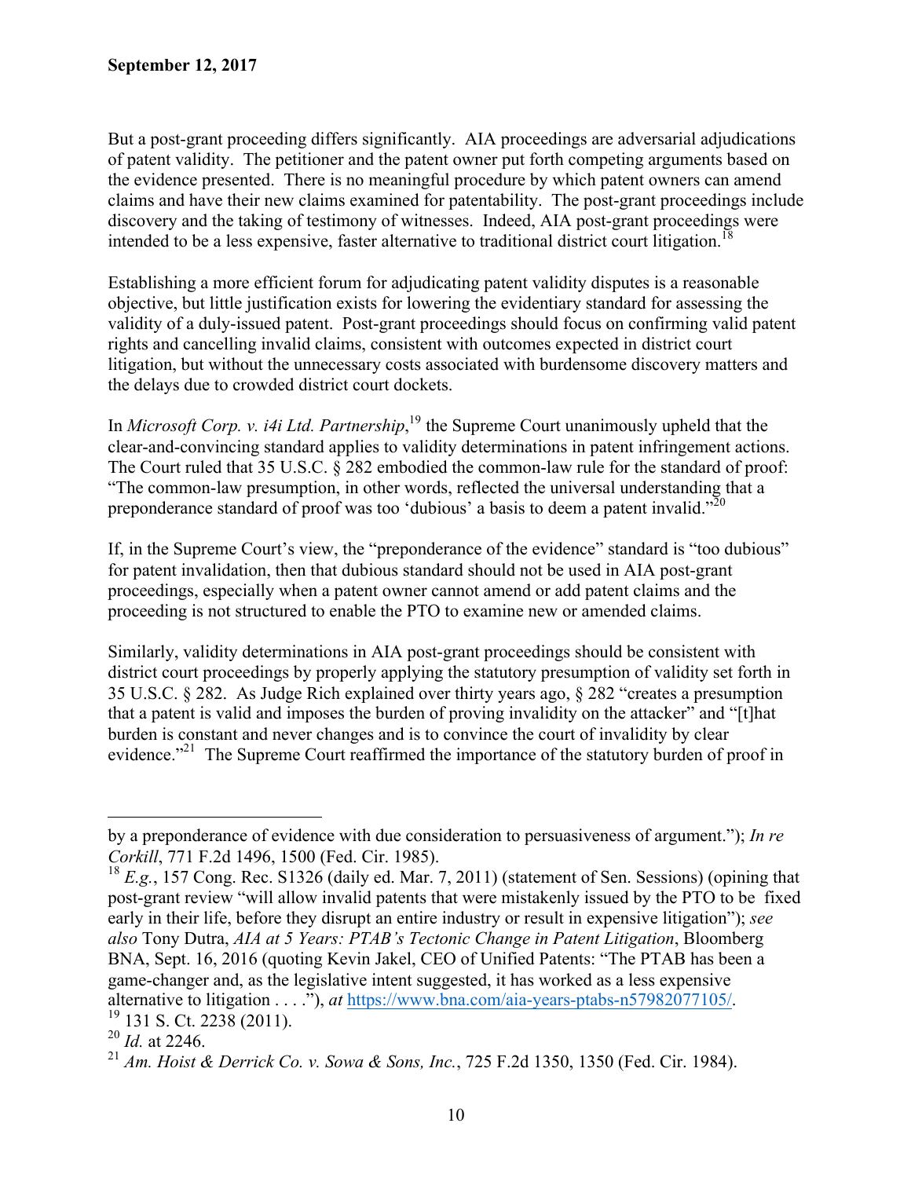But a post-grant proceeding differs significantly. AIA proceedings are adversarial adjudications of patent validity. The petitioner and the patent owner put forth competing arguments based on the evidence presented. There is no meaningful procedure by which patent owners can amend claims and have their new claims examined for patentability. The post-grant proceedings include discovery and the taking of testimony of witnesses. Indeed, AIA post-grant proceedings were intended to be a less expensive, faster alternative to traditional district court litigation.[18]

Establishing a more efficient forum for adjudicating patent validity disputes is a reasonable objective, but little justification exists for lowering the evidentiary standard for assessing the validity of a duly-issued patent. Post-grant proceedings should focus on confirming valid patent rights and cancelling invalid claims, consistent with outcomes expected in district court litigation, but without the unnecessary costs associated with burdensome discovery matters and the delays due to crowded district court dockets.

In *Microsoft Corp. v. i4i Ltd. Partnership*,[19] the Supreme Court unanimously upheld that the clear-and-convincing standard applies to validity determinations in patent infringement actions. The Court ruled that 35 U.S.C. § 282 embodied the common-law rule for the standard of proof: "The common-law presumption, in other words, reflected the universal understanding that a preponderance standard of proof was too 'dubious' a basis to deem a patent invalid."[20]

If, in the Supreme Court's view, the "preponderance of the evidence" standard is "too dubious" for patent invalidation, then that dubious standard should not be used in AIA post-grant proceedings, especially when a patent owner cannot amend or add patent claims and the proceeding is not structured to enable the PTO to examine new or amended claims.

Similarly, validity determinations in AIA post-grant proceedings should be consistent with district court proceedings by properly applying the statutory presumption of validity set forth in 35 U.S.C. § 282. As Judge Rich explained over thirty years ago, § 282 "creates a presumption that a patent is valid and imposes the burden of proving invalidity on the attacker" and "[t]hat burden is constant and never changes and is to convince the court of invalidity by clear evidence."[21] The Supreme Court reaffirmed the importance of the statutory burden of proof in

---

by a preponderance of evidence with due consideration to persuasiveness of argument."); *In re Corkill*, 771 F.2d 1496, 1500 (Fed. Cir. 1985).

[18] *E.g.*, 157 Cong. Rec. S1326 (daily ed. Mar. 7, 2011) (statement of Sen. Sessions) (opining that post-grant review "will allow invalid patents that were mistakenly issued by the PTO to be fixed early in their life, before they disrupt an entire industry or result in expensive litigation"); *see also* Tony Dutra, *AIA at 5 Years: PTAB's Tectonic Change in Patent Litigation*, Bloomberg BNA, Sept. 16, 2016 (quoting Kevin Jakel, CEO of Unified Patents: "The PTAB has been a game-changer and, as the legislative intent suggested, it has worked as a less expensive alternative to litigation . . . ."), *at* https://www.bna.com/aia-years-ptabs-n57982077105/.

[19] 131 S. Ct. 2238 (2011).

[20] *Id.* at 2246.

[21] *Am. Hoist & Derrick Co. v. Sowa & Sons, Inc.*, 725 F.2d 1350, 1350 (Fed. Cir. 1984).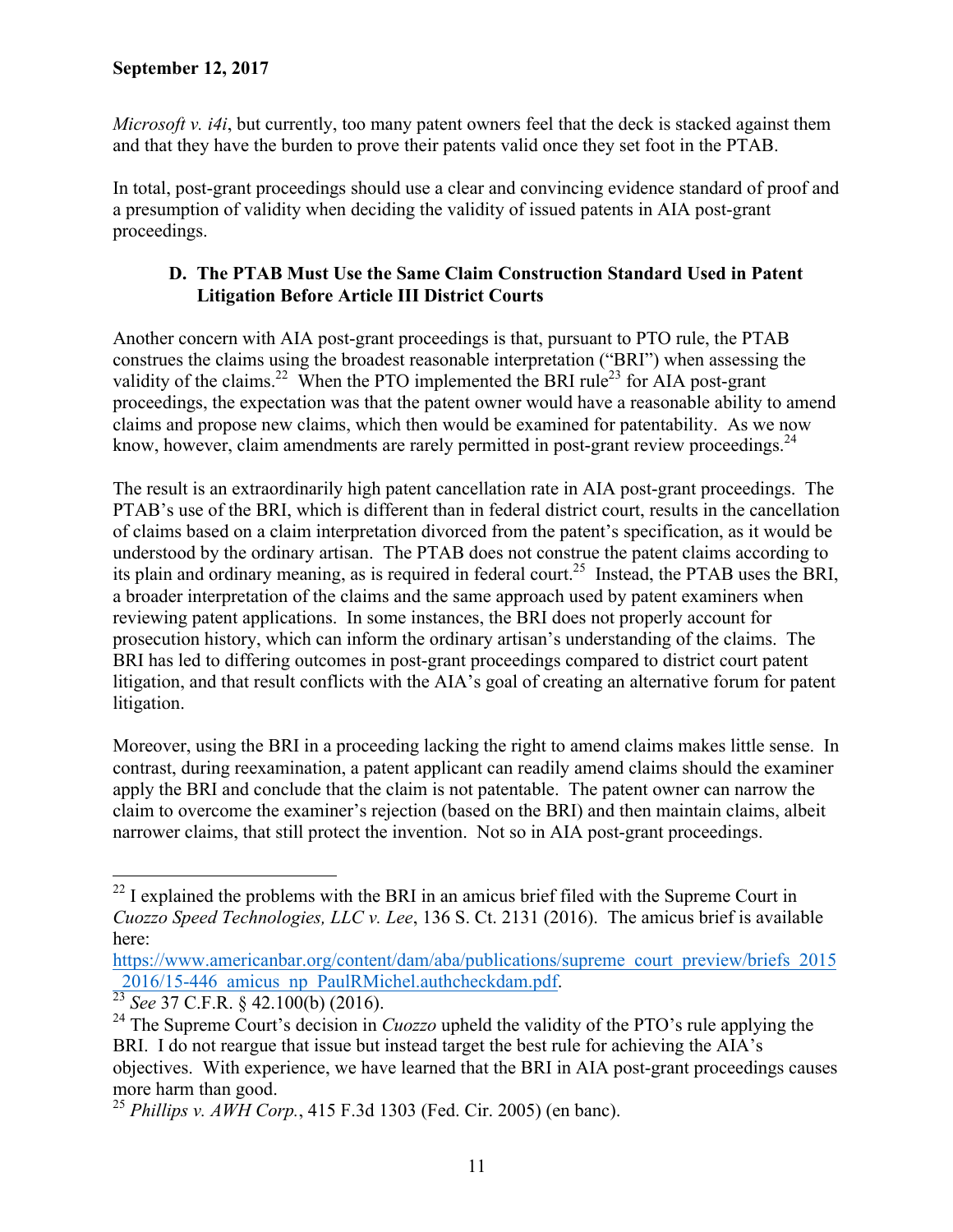*Microsoft v. i4i*, but currently, too many patent owners feel that the deck is stacked against them and that they have the burden to prove their patents valid once they set foot in the PTAB.

In total, post-grant proceedings should use a clear and convincing evidence standard of proof and a presumption of validity when deciding the validity of issued patents in AIA post-grant proceedings.

### D. The PTAB Must Use the Same Claim Construction Standard Used in Patent Litigation Before Article III District Courts

Another concern with AIA post-grant proceedings is that, pursuant to PTO rule, the PTAB construes the claims using the broadest reasonable interpretation ("BRI") when assessing the validity of the claims.[22] When the PTO implemented the BRI rule[23] for AIA post-grant proceedings, the expectation was that the patent owner would have a reasonable ability to amend claims and propose new claims, which then would be examined for patentability. As we now know, however, claim amendments are rarely permitted in post-grant review proceedings.[24]

The result is an extraordinarily high patent cancellation rate in AIA post-grant proceedings. The PTAB's use of the BRI, which is different than in federal district court, results in the cancellation of claims based on a claim interpretation divorced from the patent's specification, as it would be understood by the ordinary artisan. The PTAB does not construe the patent claims according to its plain and ordinary meaning, as is required in federal court.[25] Instead, the PTAB uses the BRI, a broader interpretation of the claims and the same approach used by patent examiners when reviewing patent applications. In some instances, the BRI does not properly account for prosecution history, which can inform the ordinary artisan's understanding of the claims. The BRI has led to differing outcomes in post-grant proceedings compared to district court patent litigation, and that result conflicts with the AIA's goal of creating an alternative forum for patent litigation.

Moreover, using the BRI in a proceeding lacking the right to amend claims makes little sense. In contrast, during reexamination, a patent applicant can readily amend claims should the examiner apply the BRI and conclude that the claim is not patentable. The patent owner can narrow the claim to overcome the examiner's rejection (based on the BRI) and then maintain claims, albeit narrower claims, that still protect the invention. Not so in AIA post-grant proceedings.

---

[22] I explained the problems with the BRI in an amicus brief filed with the Supreme Court in *Cuozzo Speed Technologies, LLC v. Lee*, 136 S. Ct. 2131 (2016). The amicus brief is available here: https://www.americanbar.org/content/dam/aba/publications/supreme_court_preview/briefs_2015_2016/15-446_amicus_np_PaulRMichel.authcheckdam.pdf.

[23] *See* 37 C.F.R. § 42.100(b) (2016).

[24] The Supreme Court's decision in *Cuozzo* upheld the validity of the PTO's rule applying the BRI. I do not reargue that issue but instead target the best rule for achieving the AIA's objectives. With experience, we have learned that the BRI in AIA post-grant proceedings causes more harm than good.

[25] *Phillips v. AWH Corp.*, 415 F.3d 1303 (Fed. Cir. 2005) (en banc).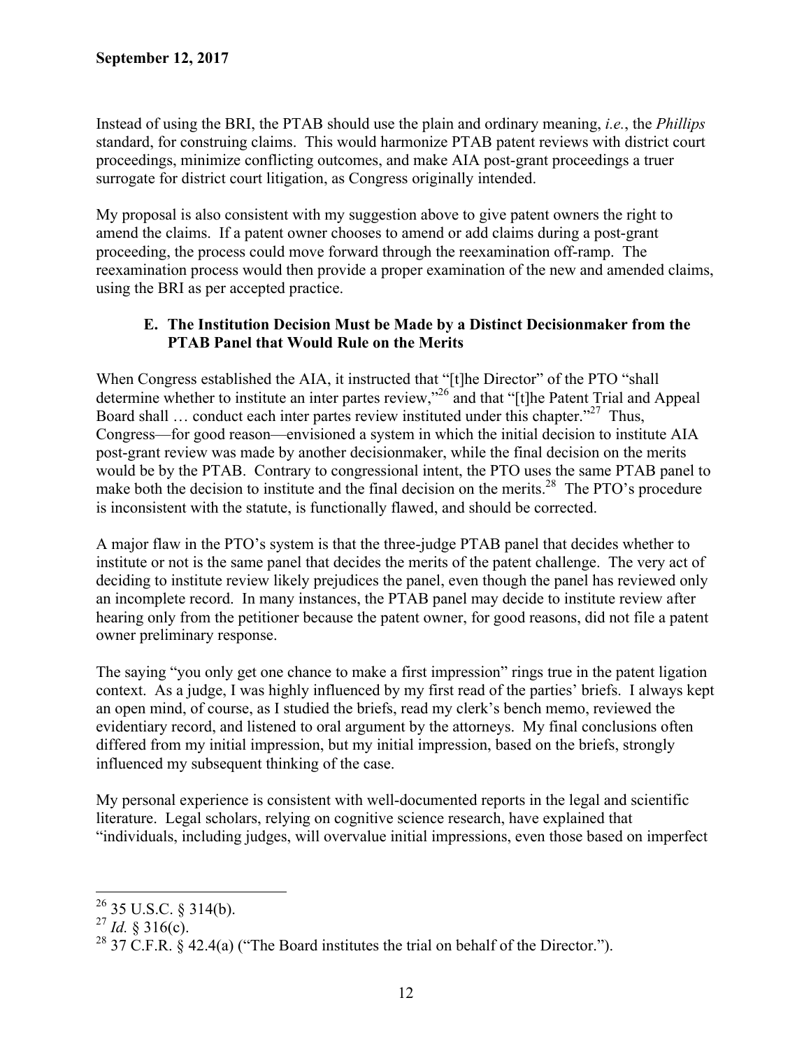Instead of using the BRI, the PTAB should use the plain and ordinary meaning, *i.e.*, the *Phillips* standard, for construing claims. This would harmonize PTAB patent reviews with district court proceedings, minimize conflicting outcomes, and make AIA post-grant proceedings a truer surrogate for district court litigation, as Congress originally intended.

My proposal is also consistent with my suggestion above to give patent owners the right to amend the claims. If a patent owner chooses to amend or add claims during a post-grant proceeding, the process could move forward through the reexamination off-ramp. The reexamination process would then provide a proper examination of the new and amended claims, using the BRI as per accepted practice.

### E. The Institution Decision Must be Made by a Distinct Decisionmaker from the PTAB Panel that Would Rule on the Merits

When Congress established the AIA, it instructed that "[t]he Director" of the PTO "shall determine whether to institute an inter partes review,"[26] and that "[t]he Patent Trial and Appeal Board shall … conduct each inter partes review instituted under this chapter."[27] Thus, Congress—for good reason—envisioned a system in which the initial decision to institute AIA post-grant review was made by another decisionmaker, while the final decision on the merits would be by the PTAB. Contrary to congressional intent, the PTO uses the same PTAB panel to make both the decision to institute and the final decision on the merits.[28] The PTO's procedure is inconsistent with the statute, is functionally flawed, and should be corrected.

A major flaw in the PTO's system is that the three-judge PTAB panel that decides whether to institute or not is the same panel that decides the merits of the patent challenge. The very act of deciding to institute review likely prejudices the panel, even though the panel has reviewed only an incomplete record. In many instances, the PTAB panel may decide to institute review after hearing only from the petitioner because the patent owner, for good reasons, did not file a patent owner preliminary response.

The saying "you only get one chance to make a first impression" rings true in the patent ligation context. As a judge, I was highly influenced by my first read of the parties' briefs. I always kept an open mind, of course, as I studied the briefs, read my clerk's bench memo, reviewed the evidentiary record, and listened to oral argument by the attorneys. My final conclusions often differed from my initial impression, but my initial impression, based on the briefs, strongly influenced my subsequent thinking of the case.

My personal experience is consistent with well-documented reports in the legal and scientific literature. Legal scholars, relying on cognitive science research, have explained that "individuals, including judges, will overvalue initial impressions, even those based on imperfect

---

[26] 35 U.S.C. § 314(b).

[27] *Id.* § 316(c).

[28] 37 C.F.R. § 42.4(a) ("The Board institutes the trial on behalf of the Director.").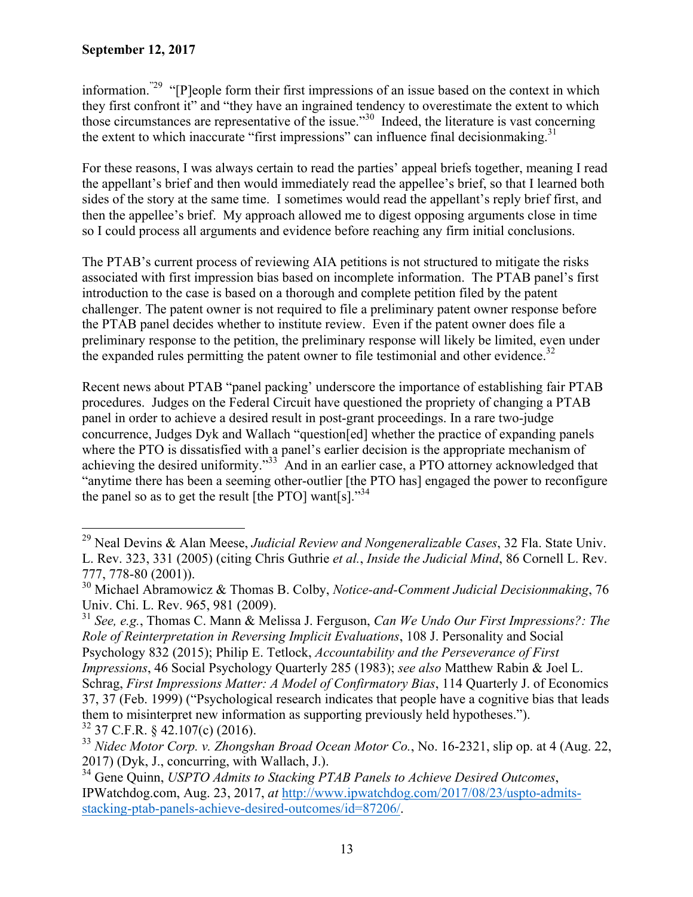information."[29] "[P]eople form their first impressions of an issue based on the context in which they first confront it" and "they have an ingrained tendency to overestimate the extent to which those circumstances are representative of the issue."[30] Indeed, the literature is vast concerning the extent to which inaccurate "first impressions" can influence final decisionmaking.[31]

For these reasons, I was always certain to read the parties' appeal briefs together, meaning I read the appellant's brief and then would immediately read the appellee's brief, so that I learned both sides of the story at the same time. I sometimes would read the appellant's reply brief first, and then the appellee's brief. My approach allowed me to digest opposing arguments close in time so I could process all arguments and evidence before reaching any firm initial conclusions.

The PTAB's current process of reviewing AIA petitions is not structured to mitigate the risks associated with first impression bias based on incomplete information. The PTAB panel's first introduction to the case is based on a thorough and complete petition filed by the patent challenger. The patent owner is not required to file a preliminary patent owner response before the PTAB panel decides whether to institute review. Even if the patent owner does file a preliminary response to the petition, the preliminary response will likely be limited, even under the expanded rules permitting the patent owner to file testimonial and other evidence.[32]

Recent news about PTAB "panel packing' underscore the importance of establishing fair PTAB procedures. Judges on the Federal Circuit have questioned the propriety of changing a PTAB panel in order to achieve a desired result in post-grant proceedings. In a rare two-judge concurrence, Judges Dyk and Wallach "question[ed] whether the practice of expanding panels where the PTO is dissatisfied with a panel's earlier decision is the appropriate mechanism of achieving the desired uniformity."[33] And in an earlier case, a PTO attorney acknowledged that "anytime there has been a seeming other-outlier [the PTO has] engaged the power to reconfigure the panel so as to get the result [the PTO] want[s]."[34]

---

[29] Neal Devins & Alan Meese, *Judicial Review and Nongeneralizable Cases*, 32 Fla. State Univ. L. Rev. 323, 331 (2005) (citing Chris Guthrie *et al.*, *Inside the Judicial Mind*, 86 Cornell L. Rev. 777, 778-80 (2001)).

[30] Michael Abramowicz & Thomas B. Colby, *Notice-and-Comment Judicial Decisionmaking*, 76 Univ. Chi. L. Rev. 965, 981 (2009).

[31] *See, e.g.*, Thomas C. Mann & Melissa J. Ferguson, *Can We Undo Our First Impressions?: The Role of Reinterpretation in Reversing Implicit Evaluations*, 108 J. Personality and Social Psychology 832 (2015); Philip E. Tetlock, *Accountability and the Perseverance of First Impressions*, 46 Social Psychology Quarterly 285 (1983); *see also* Matthew Rabin & Joel L. Schrag, *First Impressions Matter: A Model of Confirmatory Bias*, 114 Quarterly J. of Economics 37, 37 (Feb. 1999) ("Psychological research indicates that people have a cognitive bias that leads them to misinterpret new information as supporting previously held hypotheses.").

[32] 37 C.F.R. § 42.107(c) (2016).

[33] *Nidec Motor Corp. v. Zhongshan Broad Ocean Motor Co.*, No. 16-2321, slip op. at 4 (Aug. 22, 2017) (Dyk, J., concurring, with Wallach, J.).

[34] Gene Quinn, *USPTO Admits to Stacking PTAB Panels to Achieve Desired Outcomes*, IPWatchdog.com, Aug. 23, 2017, *at* http://www.ipwatchdog.com/2017/08/23/uspto-admits-stacking-ptab-panels-achieve-desired-outcomes/id=87206/.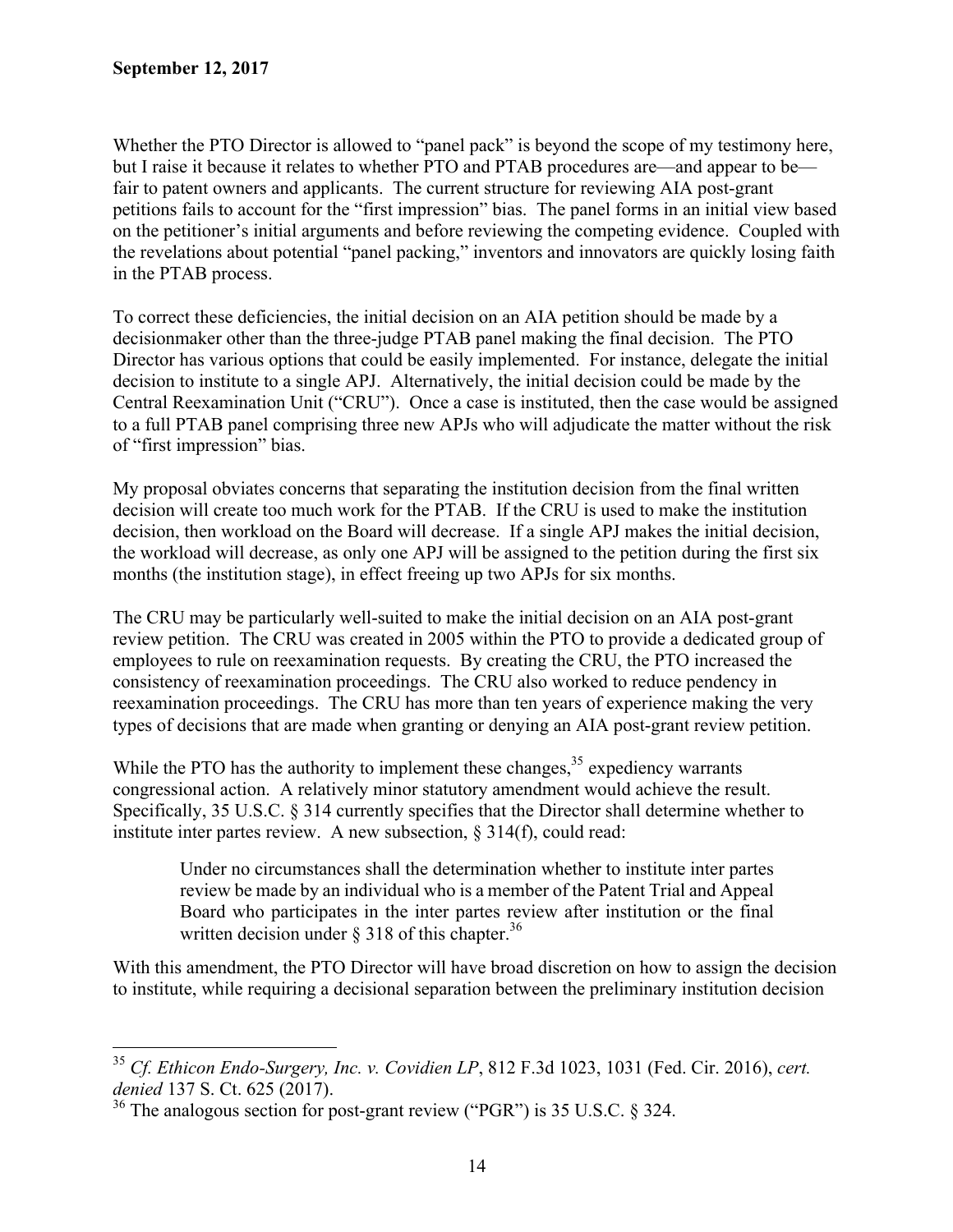Whether the PTO Director is allowed to "panel pack" is beyond the scope of my testimony here, but I raise it because it relates to whether PTO and PTAB procedures are—and appear to be—fair to patent owners and applicants. The current structure for reviewing AIA post-grant petitions fails to account for the "first impression" bias. The panel forms in an initial view based on the petitioner's initial arguments and before reviewing the competing evidence. Coupled with the revelations about potential "panel packing," inventors and innovators are quickly losing faith in the PTAB process.

To correct these deficiencies, the initial decision on an AIA petition should be made by a decisionmaker other than the three-judge PTAB panel making the final decision. The PTO Director has various options that could be easily implemented. For instance, delegate the initial decision to institute to a single APJ. Alternatively, the initial decision could be made by the Central Reexamination Unit ("CRU"). Once a case is instituted, then the case would be assigned to a full PTAB panel comprising three new APJs who will adjudicate the matter without the risk of "first impression" bias.

My proposal obviates concerns that separating the institution decision from the final written decision will create too much work for the PTAB. If the CRU is used to make the institution decision, then workload on the Board will decrease. If a single APJ makes the initial decision, the workload will decrease, as only one APJ will be assigned to the petition during the first six months (the institution stage), in effect freeing up two APJs for six months.

The CRU may be particularly well-suited to make the initial decision on an AIA post-grant review petition. The CRU was created in 2005 within the PTO to provide a dedicated group of employees to rule on reexamination requests. By creating the CRU, the PTO increased the consistency of reexamination proceedings. The CRU also worked to reduce pendency in reexamination proceedings. The CRU has more than ten years of experience making the very types of decisions that are made when granting or denying an AIA post-grant review petition.

While the PTO has the authority to implement these changes,[35] expediency warrants congressional action. A relatively minor statutory amendment would achieve the result. Specifically, 35 U.S.C. § 314 currently specifies that the Director shall determine whether to institute inter partes review. A new subsection, § 314(f), could read:

> Under no circumstances shall the determination whether to institute inter partes review be made by an individual who is a member of the Patent Trial and Appeal Board who participates in the inter partes review after institution or the final written decision under § 318 of this chapter.[36]

With this amendment, the PTO Director will have broad discretion on how to assign the decision to institute, while requiring a decisional separation between the preliminary institution decision

---

[35] *Cf. Ethicon Endo-Surgery, Inc. v. Covidien LP*, 812 F.3d 1023, 1031 (Fed. Cir. 2016), *cert. denied* 137 S. Ct. 625 (2017).

[36] The analogous section for post-grant review ("PGR") is 35 U.S.C. § 324.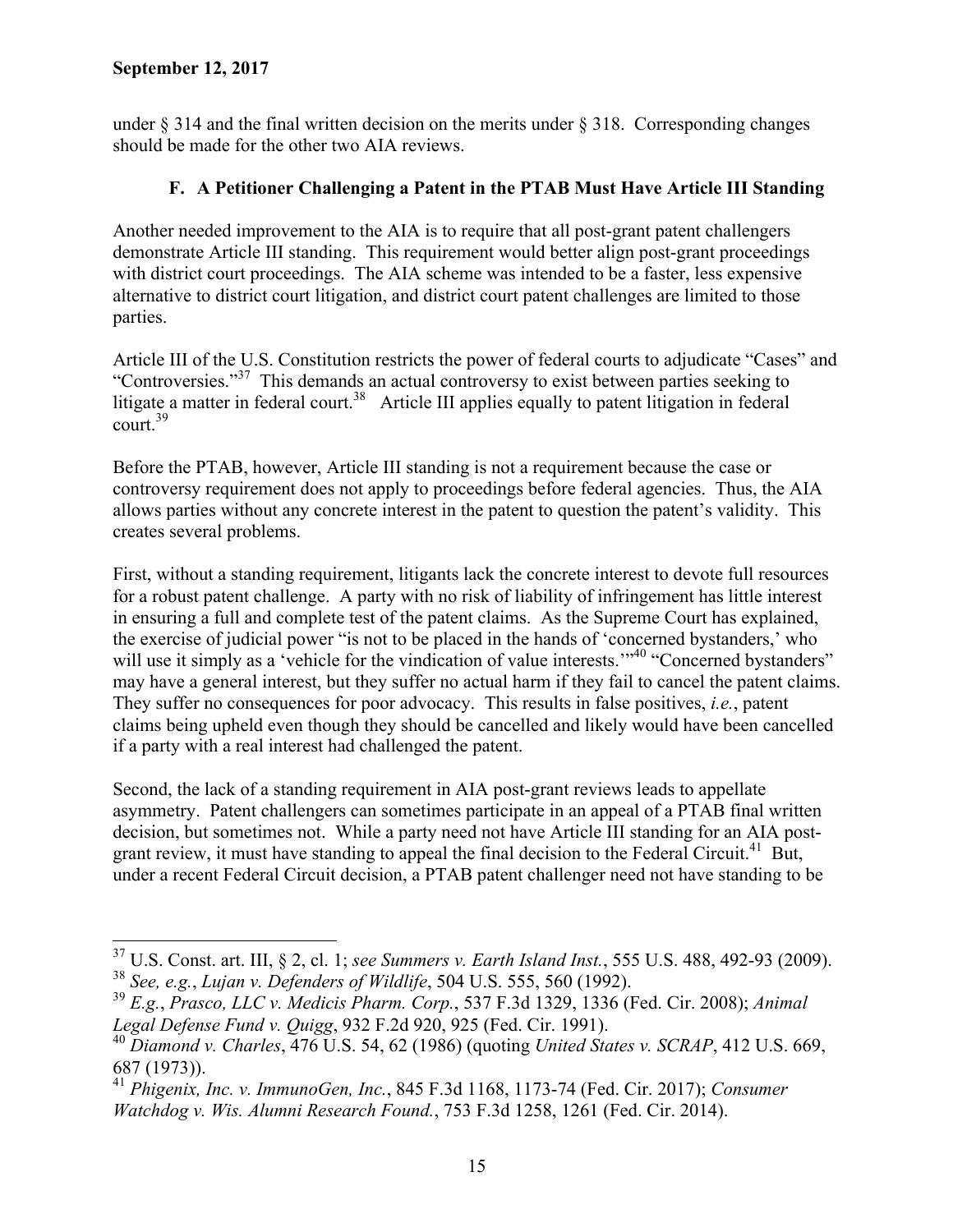under § 314 and the final written decision on the merits under § 318. Corresponding changes should be made for the other two AIA reviews.

### F. A Petitioner Challenging a Patent in the PTAB Must Have Article III Standing

Another needed improvement to the AIA is to require that all post-grant patent challengers demonstrate Article III standing. This requirement would better align post-grant proceedings with district court proceedings. The AIA scheme was intended to be a faster, less expensive alternative to district court litigation, and district court patent challenges are limited to those parties.

Article III of the U.S. Constitution restricts the power of federal courts to adjudicate "Cases" and "Controversies."[37] This demands an actual controversy to exist between parties seeking to litigate a matter in federal court.[38] Article III applies equally to patent litigation in federal court.[39]

Before the PTAB, however, Article III standing is not a requirement because the case or controversy requirement does not apply to proceedings before federal agencies. Thus, the AIA allows parties without any concrete interest in the patent to question the patent's validity. This creates several problems.

First, without a standing requirement, litigants lack the concrete interest to devote full resources for a robust patent challenge. A party with no risk of liability of infringement has little interest in ensuring a full and complete test of the patent claims. As the Supreme Court has explained, the exercise of judicial power "is not to be placed in the hands of 'concerned bystanders,' who will use it simply as a 'vehicle for the vindication of value interests.'"[40] "Concerned bystanders" may have a general interest, but they suffer no actual harm if they fail to cancel the patent claims. They suffer no consequences for poor advocacy. This results in false positives, *i.e.*, patent claims being upheld even though they should be cancelled and likely would have been cancelled if a party with a real interest had challenged the patent.

Second, the lack of a standing requirement in AIA post-grant reviews leads to appellate asymmetry. Patent challengers can sometimes participate in an appeal of a PTAB final written decision, but sometimes not. While a party need not have Article III standing for an AIA post-grant review, it must have standing to appeal the final decision to the Federal Circuit.[41] But, under a recent Federal Circuit decision, a PTAB patent challenger need not have standing to be

---

[37] U.S. Const. art. III, § 2, cl. 1; *see Summers v. Earth Island Inst.*, 555 U.S. 488, 492-93 (2009).

[38] *See, e.g.*, *Lujan v. Defenders of Wildlife*, 504 U.S. 555, 560 (1992).

[39] *E.g.*, *Prasco, LLC v. Medicis Pharm. Corp.*, 537 F.3d 1329, 1336 (Fed. Cir. 2008); *Animal Legal Defense Fund v. Quigg*, 932 F.2d 920, 925 (Fed. Cir. 1991).

[40] *Diamond v. Charles*, 476 U.S. 54, 62 (1986) (quoting *United States v. SCRAP*, 412 U.S. 669, 687 (1973)).

[41] *Phigenix, Inc. v. ImmunoGen, Inc.*, 845 F.3d 1168, 1173-74 (Fed. Cir. 2017); *Consumer Watchdog v. Wis. Alumni Research Found.*, 753 F.3d 1258, 1261 (Fed. Cir. 2014).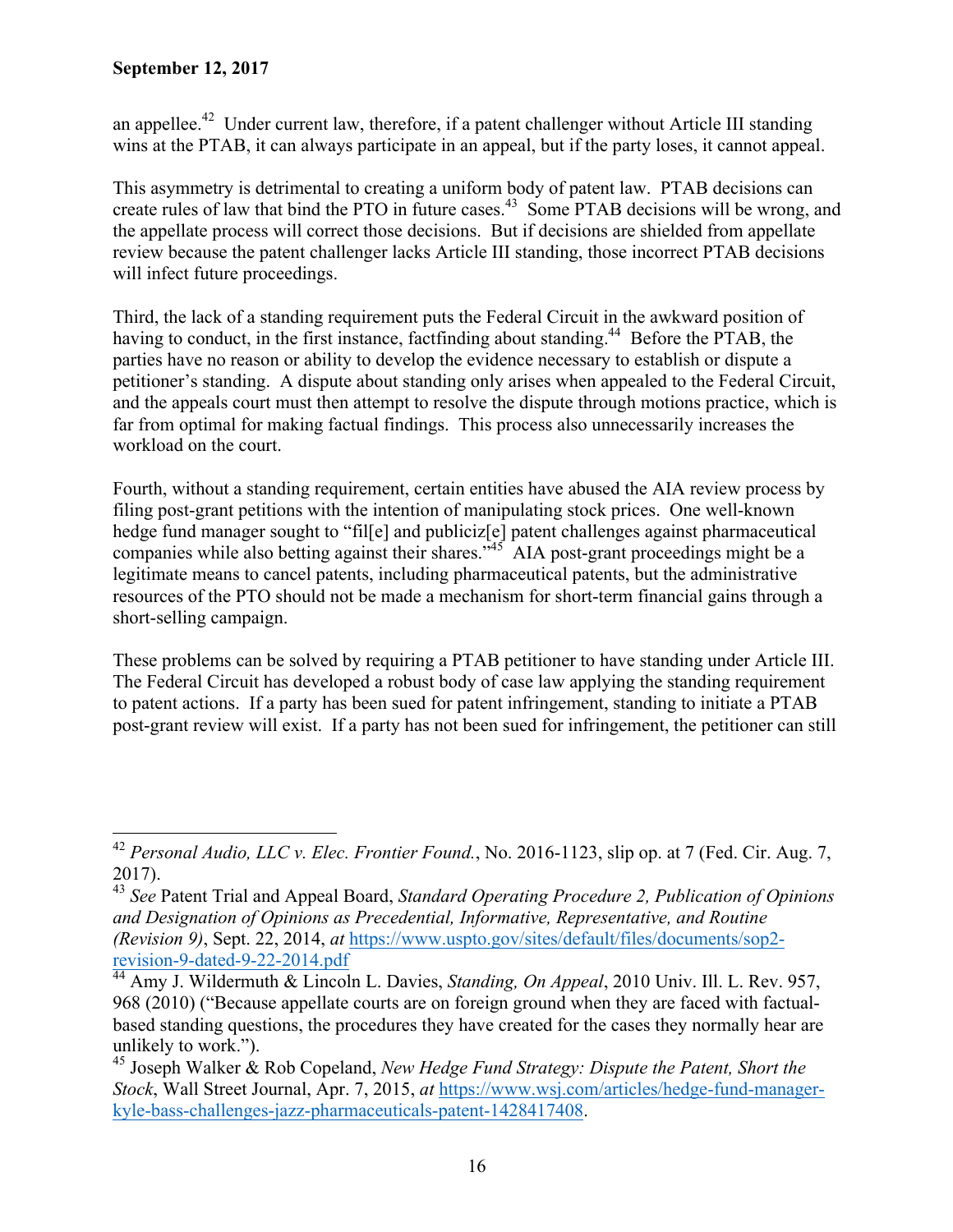an appellee.[42] Under current law, therefore, if a patent challenger without Article III standing wins at the PTAB, it can always participate in an appeal, but if the party loses, it cannot appeal.

This asymmetry is detrimental to creating a uniform body of patent law. PTAB decisions can create rules of law that bind the PTO in future cases.[43] Some PTAB decisions will be wrong, and the appellate process will correct those decisions. But if decisions are shielded from appellate review because the patent challenger lacks Article III standing, those incorrect PTAB decisions will infect future proceedings.

Third, the lack of a standing requirement puts the Federal Circuit in the awkward position of having to conduct, in the first instance, factfinding about standing.[44] Before the PTAB, the parties have no reason or ability to develop the evidence necessary to establish or dispute a petitioner's standing. A dispute about standing only arises when appealed to the Federal Circuit, and the appeals court must then attempt to resolve the dispute through motions practice, which is far from optimal for making factual findings. This process also unnecessarily increases the workload on the court.

Fourth, without a standing requirement, certain entities have abused the AIA review process by filing post-grant petitions with the intention of manipulating stock prices. One well-known hedge fund manager sought to "fil[e] and publiciz[e] patent challenges against pharmaceutical companies while also betting against their shares."[45] AIA post-grant proceedings might be a legitimate means to cancel patents, including pharmaceutical patents, but the administrative resources of the PTO should not be made a mechanism for short-term financial gains through a short-selling campaign.

These problems can be solved by requiring a PTAB petitioner to have standing under Article III. The Federal Circuit has developed a robust body of case law applying the standing requirement to patent actions. If a party has been sued for patent infringement, standing to initiate a PTAB post-grant review will exist. If a party has not been sued for infringement, the petitioner can still

---

[42] *Personal Audio, LLC v. Elec. Frontier Found.*, No. 2016-1123, slip op. at 7 (Fed. Cir. Aug. 7, 2017).

[43] *See* Patent Trial and Appeal Board, *Standard Operating Procedure 2, Publication of Opinions and Designation of Opinions as Precedential, Informative, Representative, and Routine (Revision 9)*, Sept. 22, 2014, *at* https://www.uspto.gov/sites/default/files/documents/sop2-revision-9-dated-9-22-2014.pdf

[44] Amy J. Wildermuth & Lincoln L. Davies, *Standing, On Appeal*, 2010 Univ. Ill. L. Rev. 957, 968 (2010) ("Because appellate courts are on foreign ground when they are faced with factual-based standing questions, the procedures they have created for the cases they normally hear are unlikely to work.").

[45] Joseph Walker & Rob Copeland, *New Hedge Fund Strategy: Dispute the Patent, Short the Stock*, Wall Street Journal, Apr. 7, 2015, *at* https://www.wsj.com/articles/hedge-fund-manager-kyle-bass-challenges-jazz-pharmaceuticals-patent-1428417408.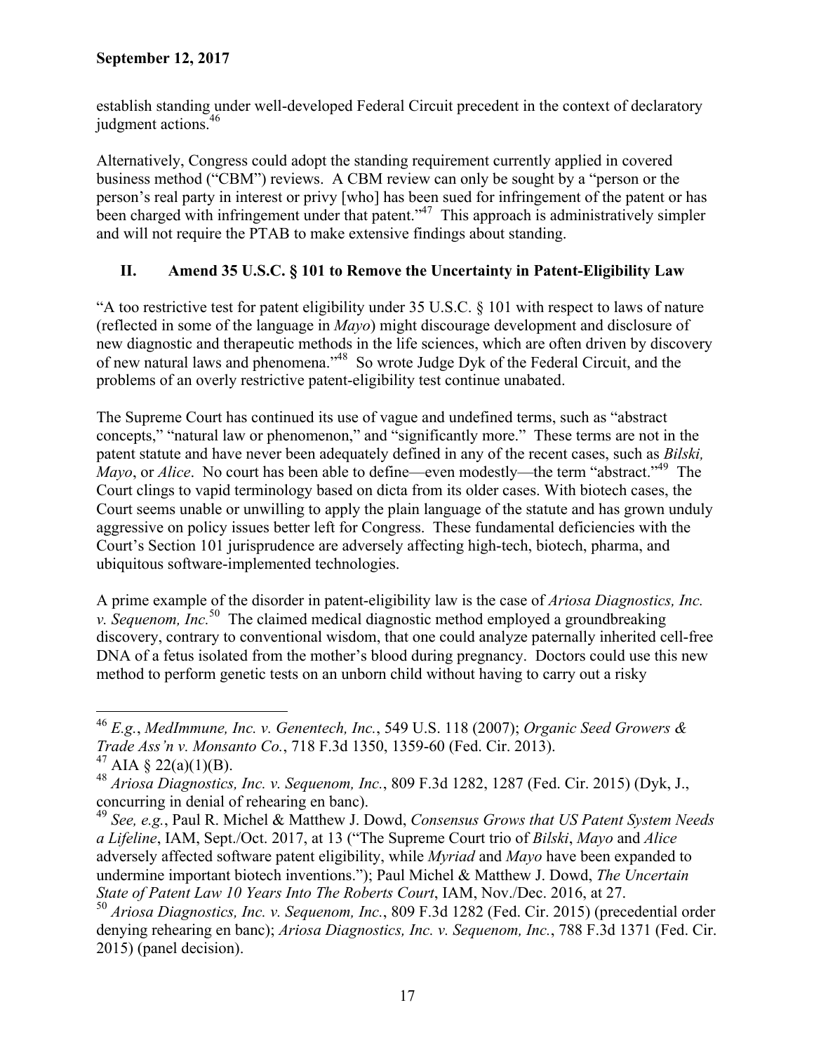establish standing under well-developed Federal Circuit precedent in the context of declaratory judgment actions.[46]

Alternatively, Congress could adopt the standing requirement currently applied in covered business method ("CBM") reviews. A CBM review can only be sought by a "person or the person's real party in interest or privy [who] has been sued for infringement of the patent or has been charged with infringement under that patent."[47] This approach is administratively simpler and will not require the PTAB to make extensive findings about standing.

## II. Amend 35 U.S.C. § 101 to Remove the Uncertainty in Patent-Eligibility Law

"A too restrictive test for patent eligibility under 35 U.S.C. § 101 with respect to laws of nature (reflected in some of the language in *Mayo*) might discourage development and disclosure of new diagnostic and therapeutic methods in the life sciences, which are often driven by discovery of new natural laws and phenomena."[48] So wrote Judge Dyk of the Federal Circuit, and the problems of an overly restrictive patent-eligibility test continue unabated.

The Supreme Court has continued its use of vague and undefined terms, such as "abstract concepts," "natural law or phenomenon," and "significantly more." These terms are not in the patent statute and have never been adequately defined in any of the recent cases, such as *Bilski, Mayo*, or *Alice*. No court has been able to define—even modestly—the term "abstract."[49] The Court clings to vapid terminology based on dicta from its older cases. With biotech cases, the Court seems unable or unwilling to apply the plain language of the statute and has grown unduly aggressive on policy issues better left for Congress. These fundamental deficiencies with the Court's Section 101 jurisprudence are adversely affecting high-tech, biotech, pharma, and ubiquitous software-implemented technologies.

A prime example of the disorder in patent-eligibility law is the case of *Ariosa Diagnostics, Inc. v. Sequenom, Inc.*[50] The claimed medical diagnostic method employed a groundbreaking discovery, contrary to conventional wisdom, that one could analyze paternally inherited cell-free DNA of a fetus isolated from the mother's blood during pregnancy. Doctors could use this new method to perform genetic tests on an unborn child without having to carry out a risky

---

[46] *E.g.*, *MedImmune, Inc. v. Genentech, Inc.*, 549 U.S. 118 (2007); *Organic Seed Growers & Trade Ass'n v. Monsanto Co.*, 718 F.3d 1350, 1359-60 (Fed. Cir. 2013).

[47] AIA § 22(a)(1)(B).

[48] *Ariosa Diagnostics, Inc. v. Sequenom, Inc.*, 809 F.3d 1282, 1287 (Fed. Cir. 2015) (Dyk, J., concurring in denial of rehearing en banc).

[49] *See, e.g.*, Paul R. Michel & Matthew J. Dowd, *Consensus Grows that US Patent System Needs a Lifeline*, IAM, Sept./Oct. 2017, at 13 ("The Supreme Court trio of *Bilski*, *Mayo* and *Alice* adversely affected software patent eligibility, while *Myriad* and *Mayo* have been expanded to undermine important biotech inventions."); Paul Michel & Matthew J. Dowd, *The Uncertain State of Patent Law 10 Years Into The Roberts Court*, IAM, Nov./Dec. 2016, at 27.

[50] *Ariosa Diagnostics, Inc. v. Sequenom, Inc.*, 809 F.3d 1282 (Fed. Cir. 2015) (precedential order denying rehearing en banc); *Ariosa Diagnostics, Inc. v. Sequenom, Inc.*, 788 F.3d 1371 (Fed. Cir. 2015) (panel decision).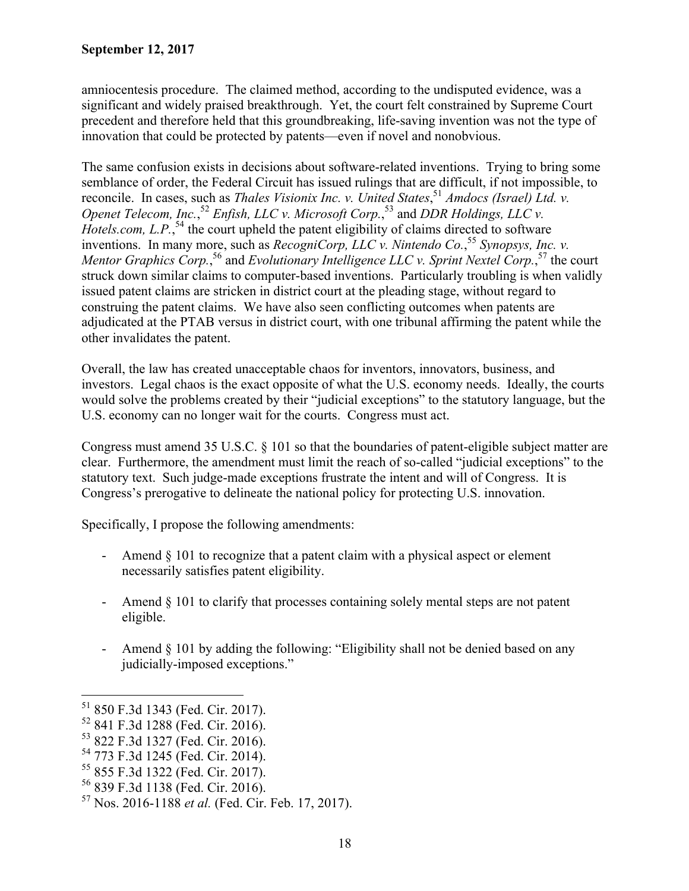amniocentesis procedure. The claimed method, according to the undisputed evidence, was a significant and widely praised breakthrough. Yet, the court felt constrained by Supreme Court precedent and therefore held that this groundbreaking, life-saving invention was not the type of innovation that could be protected by patents—even if novel and nonobvious.

The same confusion exists in decisions about software-related inventions. Trying to bring some semblance of order, the Federal Circuit has issued rulings that are difficult, if not impossible, to reconcile. In cases, such as *Thales Visionix Inc. v. United States*,[51] *Amdocs (Israel) Ltd. v. Openet Telecom, Inc.*,[52] *Enfish, LLC v. Microsoft Corp.*,[53] and *DDR Holdings, LLC v. Hotels.com, L.P.*,[54] the court upheld the patent eligibility of claims directed to software inventions. In many more, such as *RecogniCorp, LLC v. Nintendo Co.*,[55] *Synopsys, Inc. v. Mentor Graphics Corp.*,[56] and *Evolutionary Intelligence LLC v. Sprint Nextel Corp.*,[57] the court struck down similar claims to computer-based inventions. Particularly troubling is when validly issued patent claims are stricken in district court at the pleading stage, without regard to construing the patent claims. We have also seen conflicting outcomes when patents are adjudicated at the PTAB versus in district court, with one tribunal affirming the patent while the other invalidates the patent.

Overall, the law has created unacceptable chaos for inventors, innovators, business, and investors. Legal chaos is the exact opposite of what the U.S. economy needs. Ideally, the courts would solve the problems created by their "judicial exceptions" to the statutory language, but the U.S. economy can no longer wait for the courts. Congress must act.

Congress must amend 35 U.S.C. § 101 so that the boundaries of patent-eligible subject matter are clear. Furthermore, the amendment must limit the reach of so-called "judicial exceptions" to the statutory text. Such judge-made exceptions frustrate the intent and will of Congress. It is Congress's prerogative to delineate the national policy for protecting U.S. innovation.

Specifically, I propose the following amendments:

- Amend § 101 to recognize that a patent claim with a physical aspect or element necessarily satisfies patent eligibility.

- Amend § 101 to clarify that processes containing solely mental steps are not patent eligible.

- Amend § 101 by adding the following: "Eligibility shall not be denied based on any judicially-imposed exceptions."

---

[51] 850 F.3d 1343 (Fed. Cir. 2017).
[52] 841 F.3d 1288 (Fed. Cir. 2016).
[53] 822 F.3d 1327 (Fed. Cir. 2016).
[54] 773 F.3d 1245 (Fed. Cir. 2014).
[55] 855 F.3d 1322 (Fed. Cir. 2017).
[56] 839 F.3d 1138 (Fed. Cir. 2016).
[57] Nos. 2016-1188 *et al.* (Fed. Cir. Feb. 17, 2017).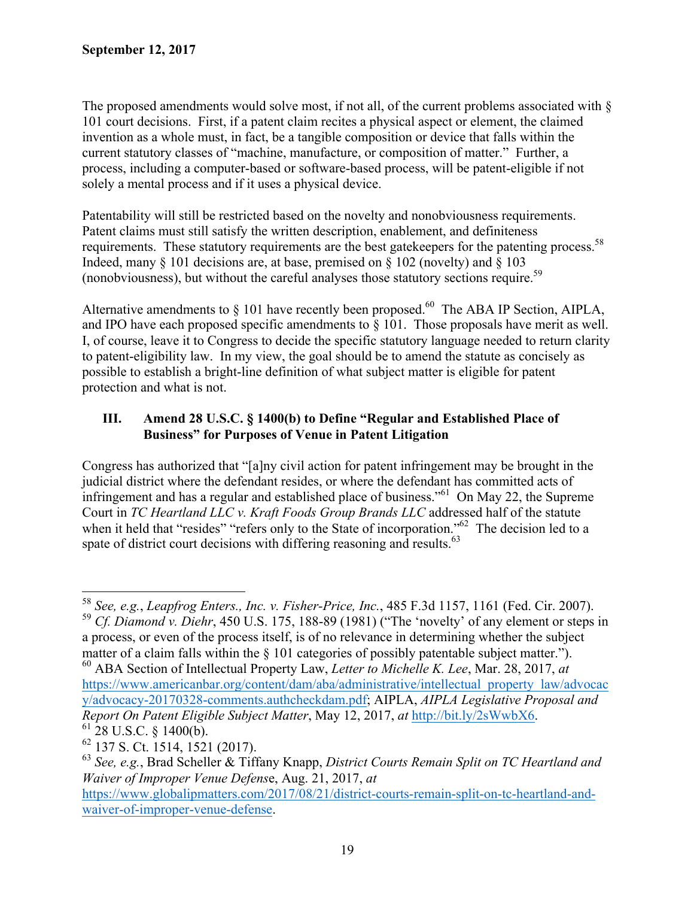The proposed amendments would solve most, if not all, of the current problems associated with § 101 court decisions. First, if a patent claim recites a physical aspect or element, the claimed invention as a whole must, in fact, be a tangible composition or device that falls within the current statutory classes of "machine, manufacture, or composition of matter." Further, a process, including a computer-based or software-based process, will be patent-eligible if not solely a mental process and if it uses a physical device.

Patentability will still be restricted based on the novelty and nonobviousness requirements. Patent claims must still satisfy the written description, enablement, and definiteness requirements. These statutory requirements are the best gatekeepers for the patenting process.[58] Indeed, many § 101 decisions are, at base, premised on § 102 (novelty) and § 103 (nonobviousness), but without the careful analyses those statutory sections require.[59]

Alternative amendments to § 101 have recently been proposed.[60] The ABA IP Section, AIPLA, and IPO have each proposed specific amendments to § 101. Those proposals have merit as well. I, of course, leave it to Congress to decide the specific statutory language needed to return clarity to patent-eligibility law. In my view, the goal should be to amend the statute as concisely as possible to establish a bright-line definition of what subject matter is eligible for patent protection and what is not.

## III. Amend 28 U.S.C. § 1400(b) to Define "Regular and Established Place of Business" for Purposes of Venue in Patent Litigation

Congress has authorized that "[a]ny civil action for patent infringement may be brought in the judicial district where the defendant resides, or where the defendant has committed acts of infringement and has a regular and established place of business."[61] On May 22, the Supreme Court in *TC Heartland LLC v. Kraft Foods Group Brands LLC* addressed half of the statute when it held that "resides" "refers only to the State of incorporation."[62] The decision led to a spate of district court decisions with differing reasoning and results.[63]

---

[58] *See, e.g.*, *Leapfrog Enters., Inc. v. Fisher-Price, Inc.*, 485 F.3d 1157, 1161 (Fed. Cir. 2007).

[59] *Cf. Diamond v. Diehr*, 450 U.S. 175, 188-89 (1981) ("The 'novelty' of any element or steps in a process, or even of the process itself, is of no relevance in determining whether the subject matter of a claim falls within the § 101 categories of possibly patentable subject matter.").

[60] ABA Section of Intellectual Property Law, *Letter to Michelle K. Lee*, Mar. 28, 2017, *at* https://www.americanbar.org/content/dam/aba/administrative/intellectual_property_law/advocacy/advocacy-20170328-comments.authcheckdam.pdf; AIPLA, *AIPLA Legislative Proposal and Report On Patent Eligible Subject Matter*, May 12, 2017, *at* http://bit.ly/2sWwbX6.

[61] 28 U.S.C. § 1400(b).

[62] 137 S. Ct. 1514, 1521 (2017).

[63] *See, e.g.*, Brad Scheller & Tiffany Knapp, *District Courts Remain Split on TC Heartland and Waiver of Improper Venue Defense*, Aug. 21, 2017, *at* https://www.globalipmatters.com/2017/08/21/district-courts-remain-split-on-tc-heartland-and-waiver-of-improper-venue-defense.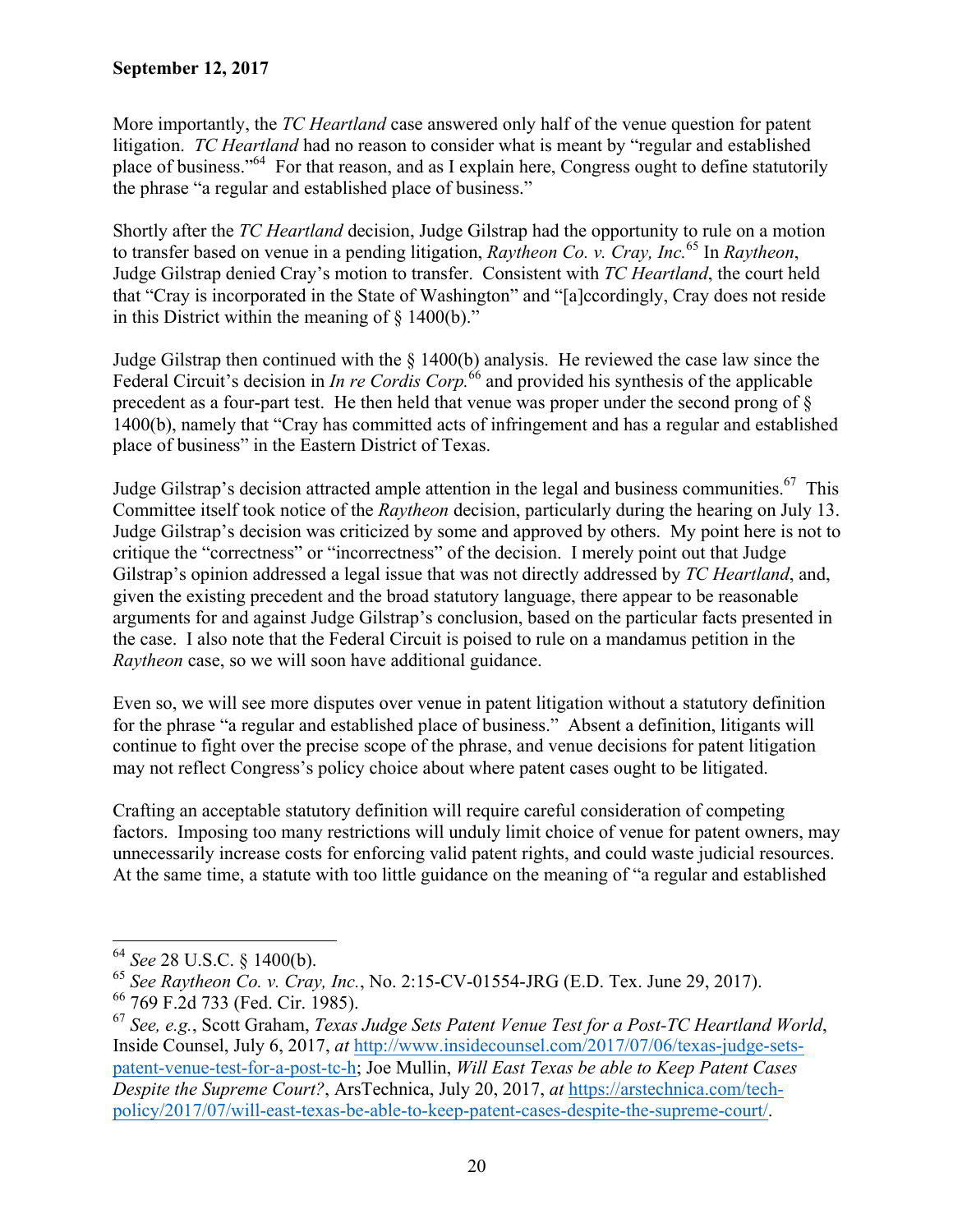**September 12, 2017**

More importantly, the *TC Heartland* case answered only half of the venue question for patent litigation. *TC Heartland* had no reason to consider what is meant by "regular and established place of business."[64] For that reason, and as I explain here, Congress ought to define statutorily the phrase "a regular and established place of business."

Shortly after the *TC Heartland* decision, Judge Gilstrap had the opportunity to rule on a motion to transfer based on venue in a pending litigation, *Raytheon Co. v. Cray, Inc.*[65] In *Raytheon*, Judge Gilstrap denied Cray's motion to transfer. Consistent with *TC Heartland*, the court held that "Cray is incorporated in the State of Washington" and "[a]ccordingly, Cray does not reside in this District within the meaning of § 1400(b)."

Judge Gilstrap then continued with the § 1400(b) analysis. He reviewed the case law since the Federal Circuit's decision in *In re Cordis Corp.*[66] and provided his synthesis of the applicable precedent as a four-part test. He then held that venue was proper under the second prong of § 1400(b), namely that "Cray has committed acts of infringement and has a regular and established place of business" in the Eastern District of Texas.

Judge Gilstrap's decision attracted ample attention in the legal and business communities.[67] This Committee itself took notice of the *Raytheon* decision, particularly during the hearing on July 13. Judge Gilstrap's decision was criticized by some and approved by others. My point here is not to critique the "correctness" or "incorrectness" of the decision. I merely point out that Judge Gilstrap's opinion addressed a legal issue that was not directly addressed by *TC Heartland*, and, given the existing precedent and the broad statutory language, there appear to be reasonable arguments for and against Judge Gilstrap's conclusion, based on the particular facts presented in the case. I also note that the Federal Circuit is poised to rule on a mandamus petition in the *Raytheon* case, so we will soon have additional guidance.

Even so, we will see more disputes over venue in patent litigation without a statutory definition for the phrase "a regular and established place of business." Absent a definition, litigants will continue to fight over the precise scope of the phrase, and venue decisions for patent litigation may not reflect Congress's policy choice about where patent cases ought to be litigated.

Crafting an acceptable statutory definition will require careful consideration of competing factors. Imposing too many restrictions will unduly limit choice of venue for patent owners, may unnecessarily increase costs for enforcing valid patent rights, and could waste judicial resources. At the same time, a statute with too little guidance on the meaning of "a regular and established

---

[64] *See* 28 U.S.C. § 1400(b).

[65] *See Raytheon Co. v. Cray, Inc.*, No. 2:15-CV-01554-JRG (E.D. Tex. June 29, 2017).

[66] 769 F.2d 733 (Fed. Cir. 1985).

[67] *See, e.g.*, Scott Graham, *Texas Judge Sets Patent Venue Test for a Post-TC Heartland World*, Inside Counsel, July 6, 2017, *at* http://www.insidecounsel.com/2017/07/06/texas-judge-sets-patent-venue-test-for-a-post-tc-h; Joe Mullin, *Will East Texas be able to Keep Patent Cases Despite the Supreme Court?*, ArsTechnica, July 20, 2017, *at* https://arstechnica.com/tech-policy/2017/07/will-east-texas-be-able-to-keep-patent-cases-despite-the-supreme-court/.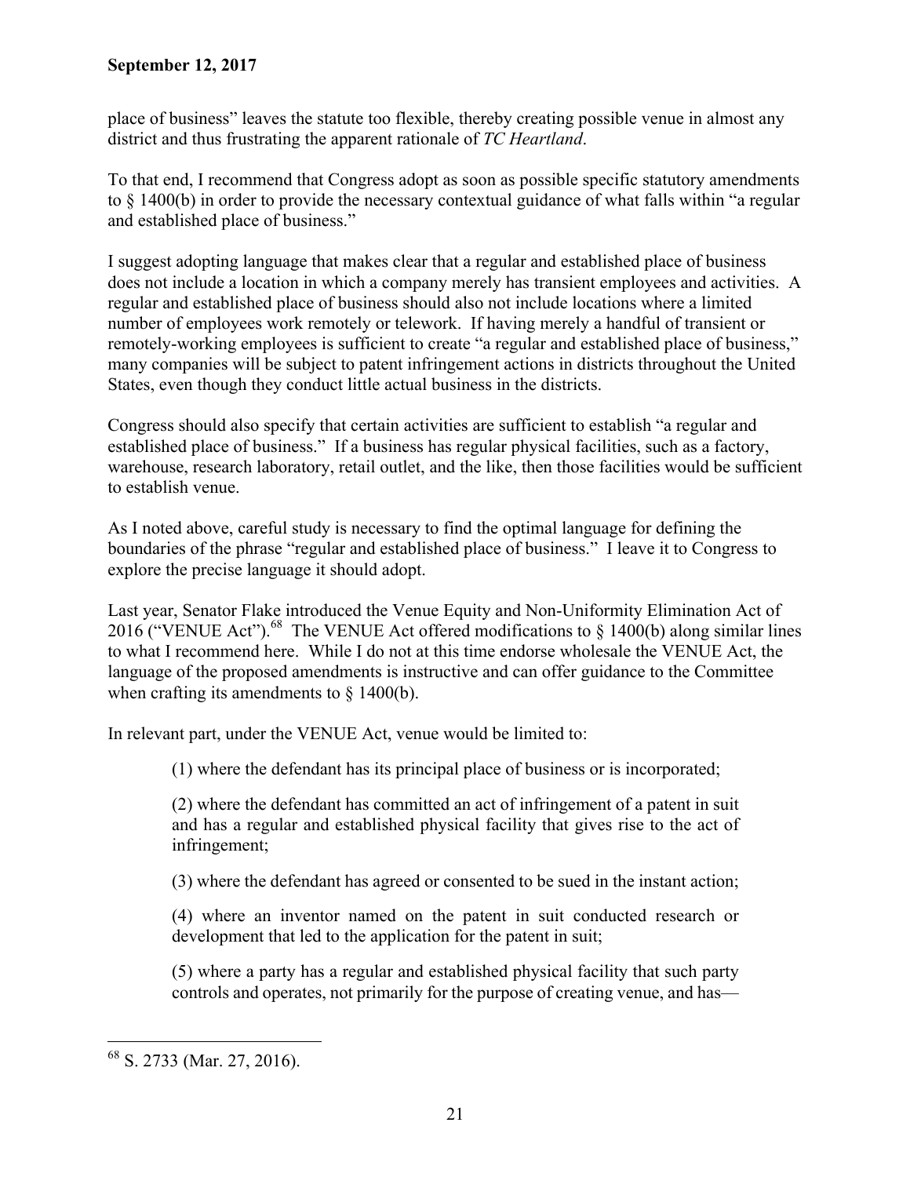place of business" leaves the statute too flexible, thereby creating possible venue in almost any district and thus frustrating the apparent rationale of *TC Heartland*.

To that end, I recommend that Congress adopt as soon as possible specific statutory amendments to § 1400(b) in order to provide the necessary contextual guidance of what falls within "a regular and established place of business."

I suggest adopting language that makes clear that a regular and established place of business does not include a location in which a company merely has transient employees and activities. A regular and established place of business should also not include locations where a limited number of employees work remotely or telework. If having merely a handful of transient or remotely-working employees is sufficient to create "a regular and established place of business," many companies will be subject to patent infringement actions in districts throughout the United States, even though they conduct little actual business in the districts.

Congress should also specify that certain activities are sufficient to establish "a regular and established place of business." If a business has regular physical facilities, such as a factory, warehouse, research laboratory, retail outlet, and the like, then those facilities would be sufficient to establish venue.

As I noted above, careful study is necessary to find the optimal language for defining the boundaries of the phrase "regular and established place of business." I leave it to Congress to explore the precise language it should adopt.

Last year, Senator Flake introduced the Venue Equity and Non-Uniformity Elimination Act of 2016 ("VENUE Act").[68] The VENUE Act offered modifications to § 1400(b) along similar lines to what I recommend here. While I do not at this time endorse wholesale the VENUE Act, the language of the proposed amendments is instructive and can offer guidance to the Committee when crafting its amendments to § 1400(b).

In relevant part, under the VENUE Act, venue would be limited to:

> (1) where the defendant has its principal place of business or is incorporated;
>
> (2) where the defendant has committed an act of infringement of a patent in suit and has a regular and established physical facility that gives rise to the act of infringement;
>
> (3) where the defendant has agreed or consented to be sued in the instant action;
>
> (4) where an inventor named on the patent in suit conducted research or development that led to the application for the patent in suit;
>
> (5) where a party has a regular and established physical facility that such party controls and operates, not primarily for the purpose of creating venue, and has—

---

[68] S. 2733 (Mar. 27, 2016).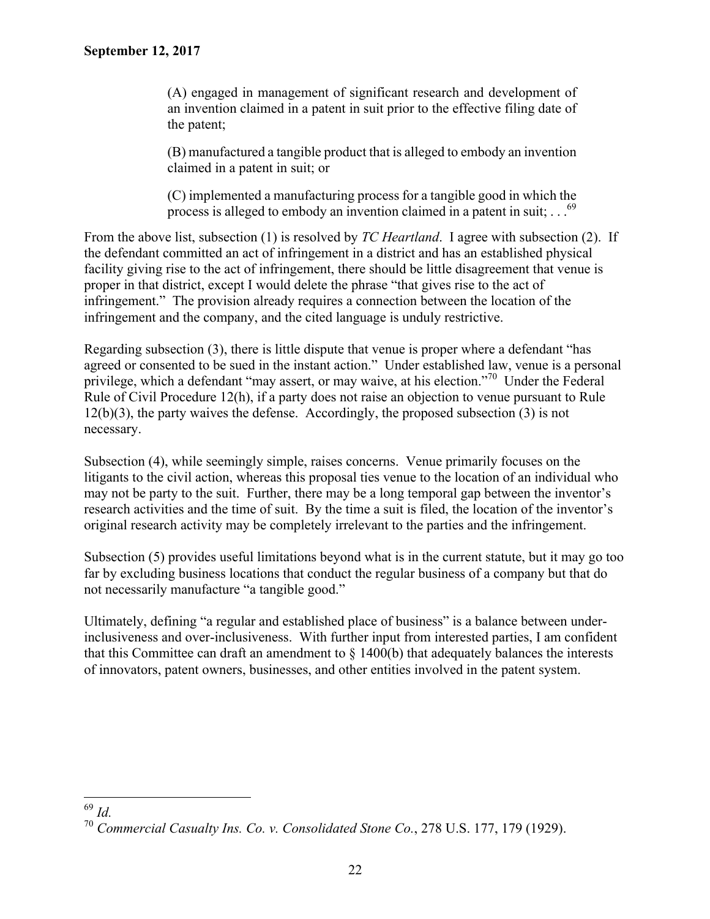(A) engaged in management of significant research and development of an invention claimed in a patent in suit prior to the effective filing date of the patent;

(B) manufactured a tangible product that is alleged to embody an invention claimed in a patent in suit; or

(C) implemented a manufacturing process for a tangible good in which the process is alleged to embody an invention claimed in a patent in suit; . . .[69]

From the above list, subsection (1) is resolved by *TC Heartland*. I agree with subsection (2). If the defendant committed an act of infringement in a district and has an established physical facility giving rise to the act of infringement, there should be little disagreement that venue is proper in that district, except I would delete the phrase "that gives rise to the act of infringement." The provision already requires a connection between the location of the infringement and the company, and the cited language is unduly restrictive.

Regarding subsection (3), there is little dispute that venue is proper where a defendant "has agreed or consented to be sued in the instant action." Under established law, venue is a personal privilege, which a defendant "may assert, or may waive, at his election."[70] Under the Federal Rule of Civil Procedure 12(h), if a party does not raise an objection to venue pursuant to Rule 12(b)(3), the party waives the defense. Accordingly, the proposed subsection (3) is not necessary.

Subsection (4), while seemingly simple, raises concerns. Venue primarily focuses on the litigants to the civil action, whereas this proposal ties venue to the location of an individual who may not be party to the suit. Further, there may be a long temporal gap between the inventor's research activities and the time of suit. By the time a suit is filed, the location of the inventor's original research activity may be completely irrelevant to the parties and the infringement.

Subsection (5) provides useful limitations beyond what is in the current statute, but it may go too far by excluding business locations that conduct the regular business of a company but that do not necessarily manufacture "a tangible good."

Ultimately, defining "a regular and established place of business" is a balance between under-inclusiveness and over-inclusiveness. With further input from interested parties, I am confident that this Committee can draft an amendment to § 1400(b) that adequately balances the interests of innovators, patent owners, businesses, and other entities involved in the patent system.

---

[69] *Id.*

[70] *Commercial Casualty Ins. Co. v. Consolidated Stone Co.*, 278 U.S. 177, 179 (1929).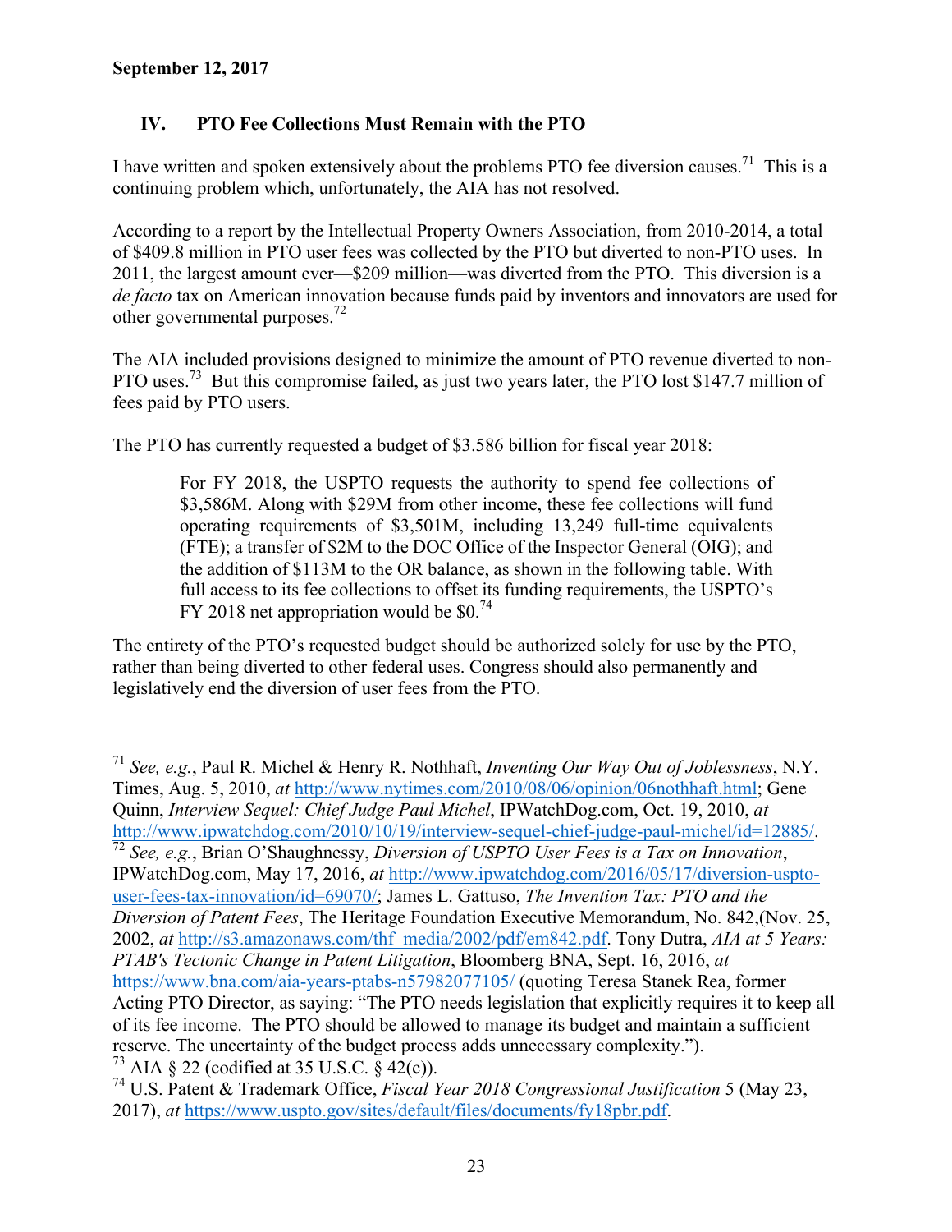**September 12, 2017**

## IV. PTO Fee Collections Must Remain with the PTO

I have written and spoken extensively about the problems PTO fee diversion causes.[71] This is a continuing problem which, unfortunately, the AIA has not resolved.

According to a report by the Intellectual Property Owners Association, from 2010-2014, a total of $409.8 million in PTO user fees was collected by the PTO but diverted to non-PTO uses. In 2011, the largest amount ever—$209 million—was diverted from the PTO. This diversion is a *de facto* tax on American innovation because funds paid by inventors and innovators are used for other governmental purposes.[72]

The AIA included provisions designed to minimize the amount of PTO revenue diverted to non-PTO uses.[73] But this compromise failed, as just two years later, the PTO lost $147.7 million of fees paid by PTO users.

The PTO has currently requested a budget of $3.586 billion for fiscal year 2018:

> For FY 2018, the USPTO requests the authority to spend fee collections of $3,586M. Along with $29M from other income, these fee collections will fund operating requirements of $3,501M, including 13,249 full-time equivalents (FTE); a transfer of $2M to the DOC Office of the Inspector General (OIG); and the addition of $113M to the OR balance, as shown in the following table. With full access to its fee collections to offset its funding requirements, the USPTO's FY 2018 net appropriation would be $0.[74]

The entirety of the PTO's requested budget should be authorized solely for use by the PTO, rather than being diverted to other federal uses. Congress should also permanently and legislatively end the diversion of user fees from the PTO.

---

[71] *See, e.g.*, Paul R. Michel & Henry R. Nothhaft, *Inventing Our Way Out of Joblessness*, N.Y. Times, Aug. 5, 2010, *at* http://www.nytimes.com/2010/08/06/opinion/06nothhaft.html; Gene Quinn, *Interview Sequel: Chief Judge Paul Michel*, IPWatchDog.com, Oct. 19, 2010, *at* http://www.ipwatchdog.com/2010/10/19/interview-sequel-chief-judge-paul-michel/id=12885/.

[72] *See, e.g.*, Brian O'Shaughnessy, *Diversion of USPTO User Fees is a Tax on Innovation*, IPWatchDog.com, May 17, 2016, *at* http://www.ipwatchdog.com/2016/05/17/diversion-uspto-user-fees-tax-innovation/id=69070/; James L. Gattuso, *The Invention Tax: PTO and the Diversion of Patent Fees*, The Heritage Foundation Executive Memorandum, No. 842,(Nov. 25, 2002, *at* http://s3.amazonaws.com/thf_media/2002/pdf/em842.pdf. Tony Dutra, *AIA at 5 Years: PTAB's Tectonic Change in Patent Litigation*, Bloomberg BNA, Sept. 16, 2016, *at* https://www.bna.com/aia-years-ptabs-n57982077105/ (quoting Teresa Stanek Rea, former Acting PTO Director, as saying: "The PTO needs legislation that explicitly requires it to keep all of its fee income. The PTO should be allowed to manage its budget and maintain a sufficient reserve. The uncertainty of the budget process adds unnecessary complexity.").

[73] AIA § 22 (codified at 35 U.S.C. § 42(c)).

[74] U.S. Patent & Trademark Office, *Fiscal Year 2018 Congressional Justification* 5 (May 23, 2017), *at* https://www.uspto.gov/sites/default/files/documents/fy18pbr.pdf.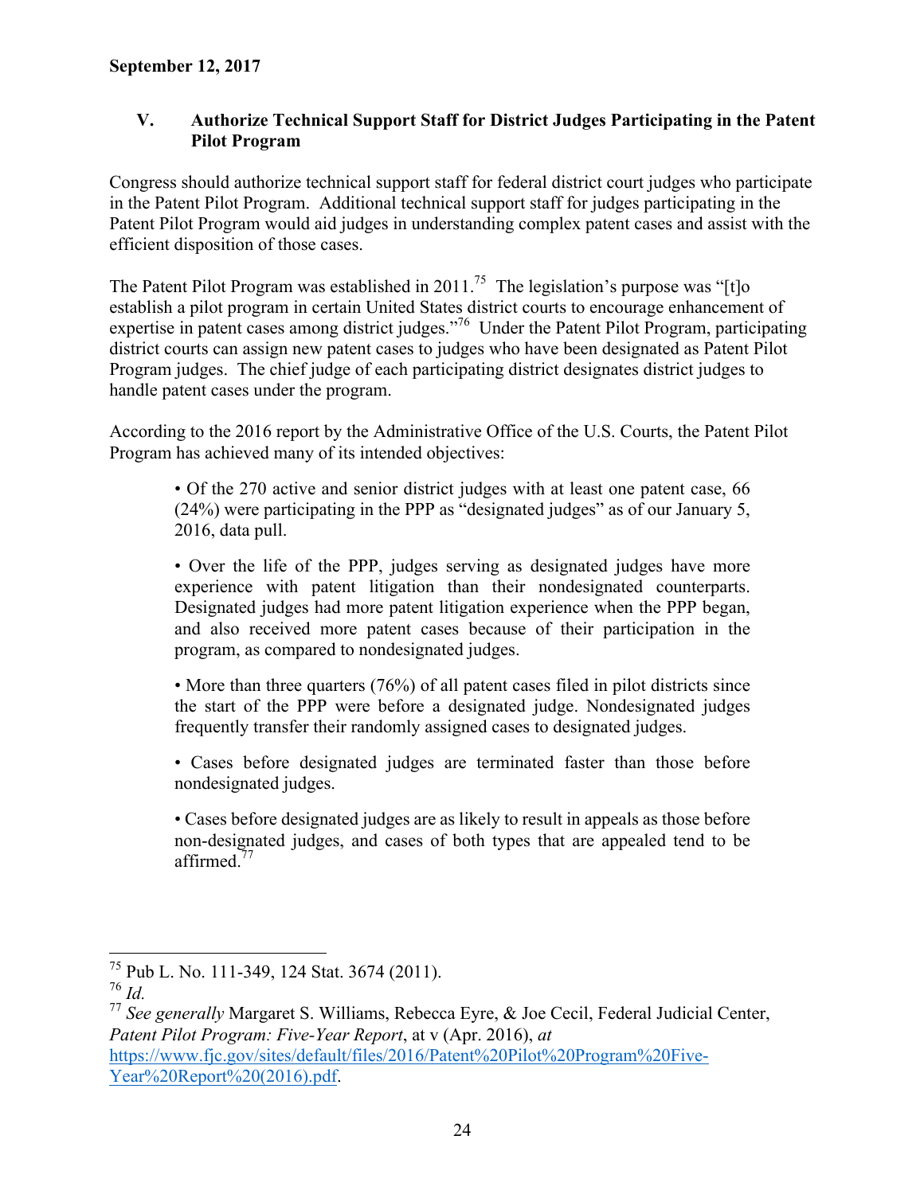**September 12, 2017**

## V. Authorize Technical Support Staff for District Judges Participating in the Patent Pilot Program

Congress should authorize technical support staff for federal district court judges who participate in the Patent Pilot Program. Additional technical support staff for judges participating in the Patent Pilot Program would aid judges in understanding complex patent cases and assist with the efficient disposition of those cases.

The Patent Pilot Program was established in 2011.[75] The legislation's purpose was "[t]o establish a pilot program in certain United States district courts to encourage enhancement of expertise in patent cases among district judges."[76] Under the Patent Pilot Program, participating district courts can assign new patent cases to judges who have been designated as Patent Pilot Program judges. The chief judge of each participating district designates district judges to handle patent cases under the program.

According to the 2016 report by the Administrative Office of the U.S. Courts, the Patent Pilot Program has achieved many of its intended objectives:

> • Of the 270 active and senior district judges with at least one patent case, 66 (24%) were participating in the PPP as "designated judges" as of our January 5, 2016, data pull.
>
> • Over the life of the PPP, judges serving as designated judges have more experience with patent litigation than their nondesignated counterparts. Designated judges had more patent litigation experience when the PPP began, and also received more patent cases because of their participation in the program, as compared to nondesignated judges.
>
> • More than three quarters (76%) of all patent cases filed in pilot districts since the start of the PPP were before a designated judge. Nondesignated judges frequently transfer their randomly assigned cases to designated judges.
>
> • Cases before designated judges are terminated faster than those before nondesignated judges.
>
> • Cases before designated judges are as likely to result in appeals as those before non-designated judges, and cases of both types that are appealed tend to be affirmed.[77]

---

[75] Pub L. No. 111-349, 124 Stat. 3674 (2011).

[76] *Id.*

[77] *See generally* Margaret S. Williams, Rebecca Eyre, & Joe Cecil, Federal Judicial Center, *Patent Pilot Program: Five-Year Report*, at v (Apr. 2016), *at* https://www.fjc.gov/sites/default/files/2016/Patent%20Pilot%20Program%20Five-Year%20Report%20(2016).pdf.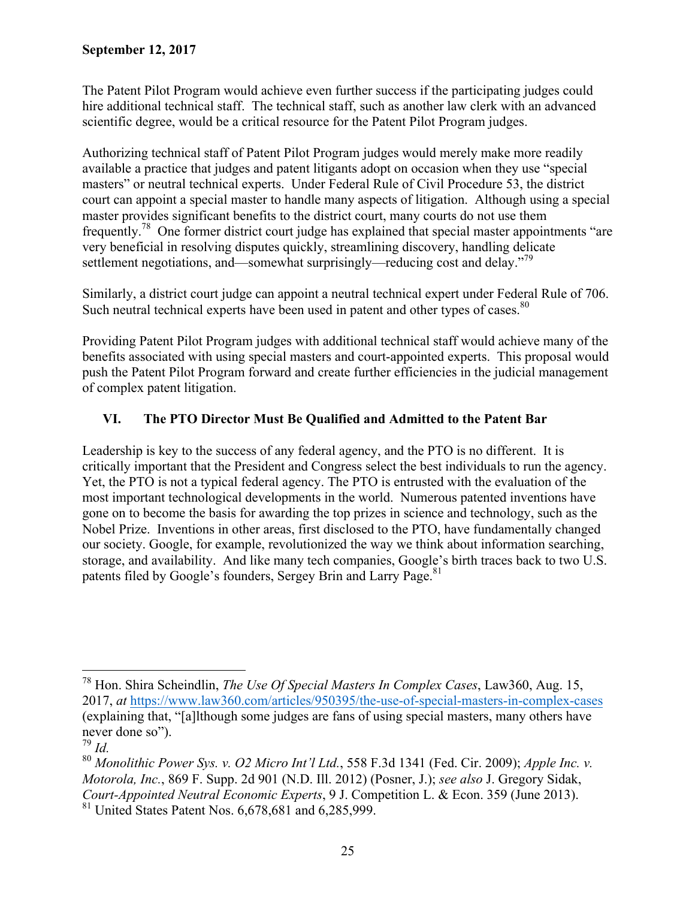**September 12, 2017**

The Patent Pilot Program would achieve even further success if the participating judges could hire additional technical staff. The technical staff, such as another law clerk with an advanced scientific degree, would be a critical resource for the Patent Pilot Program judges.

Authorizing technical staff of Patent Pilot Program judges would merely make more readily available a practice that judges and patent litigants adopt on occasion when they use "special masters" or neutral technical experts. Under Federal Rule of Civil Procedure 53, the district court can appoint a special master to handle many aspects of litigation. Although using a special master provides significant benefits to the district court, many courts do not use them frequently.[78] One former district court judge has explained that special master appointments "are very beneficial in resolving disputes quickly, streamlining discovery, handling delicate settlement negotiations, and—somewhat surprisingly—reducing cost and delay."[79]

Similarly, a district court judge can appoint a neutral technical expert under Federal Rule of 706. Such neutral technical experts have been used in patent and other types of cases.[80]

Providing Patent Pilot Program judges with additional technical staff would achieve many of the benefits associated with using special masters and court-appointed experts. This proposal would push the Patent Pilot Program forward and create further efficiencies in the judicial management of complex patent litigation.

## VI. The PTO Director Must Be Qualified and Admitted to the Patent Bar

Leadership is key to the success of any federal agency, and the PTO is no different. It is critically important that the President and Congress select the best individuals to run the agency. Yet, the PTO is not a typical federal agency. The PTO is entrusted with the evaluation of the most important technological developments in the world. Numerous patented inventions have gone on to become the basis for awarding the top prizes in science and technology, such as the Nobel Prize. Inventions in other areas, first disclosed to the PTO, have fundamentally changed our society. Google, for example, revolutionized the way we think about information searching, storage, and availability. And like many tech companies, Google's birth traces back to two U.S. patents filed by Google's founders, Sergey Brin and Larry Page.[81]

---

[78] Hon. Shira Scheindlin, *The Use Of Special Masters In Complex Cases*, Law360, Aug. 15, 2017, *at* https://www.law360.com/articles/950395/the-use-of-special-masters-in-complex-cases (explaining that, "[a]lthough some judges are fans of using special masters, many others have never done so").

[79] *Id.*

[80] *Monolithic Power Sys. v. O2 Micro Int'l Ltd.*, 558 F.3d 1341 (Fed. Cir. 2009); *Apple Inc. v. Motorola, Inc.*, 869 F. Supp. 2d 901 (N.D. Ill. 2012) (Posner, J.); *see also* J. Gregory Sidak, *Court-Appointed Neutral Economic Experts*, 9 J. Competition L. & Econ. 359 (June 2013).

[81] United States Patent Nos. 6,678,681 and 6,285,999.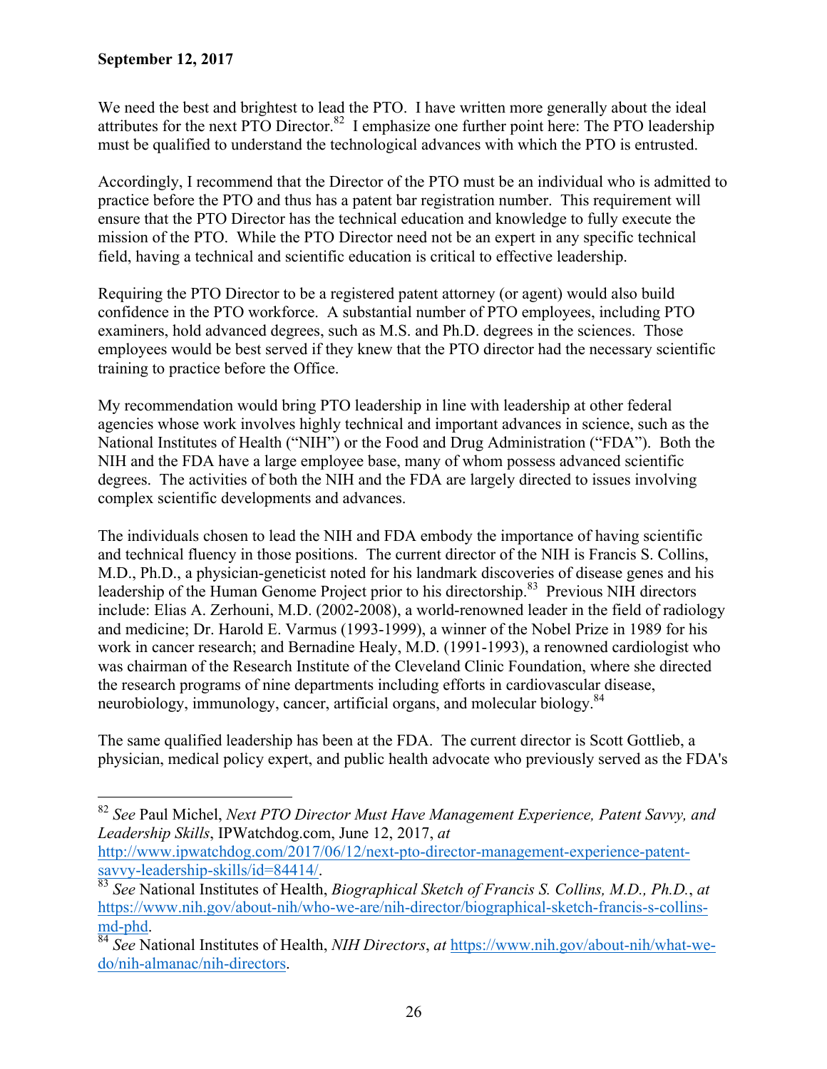**September 12, 2017**

We need the best and brightest to lead the PTO. I have written more generally about the ideal attributes for the next PTO Director.[82] I emphasize one further point here: The PTO leadership must be qualified to understand the technological advances with which the PTO is entrusted.

Accordingly, I recommend that the Director of the PTO must be an individual who is admitted to practice before the PTO and thus has a patent bar registration number. This requirement will ensure that the PTO Director has the technical education and knowledge to fully execute the mission of the PTO. While the PTO Director need not be an expert in any specific technical field, having a technical and scientific education is critical to effective leadership.

Requiring the PTO Director to be a registered patent attorney (or agent) would also build confidence in the PTO workforce. A substantial number of PTO employees, including PTO examiners, hold advanced degrees, such as M.S. and Ph.D. degrees in the sciences. Those employees would be best served if they knew that the PTO director had the necessary scientific training to practice before the Office.

My recommendation would bring PTO leadership in line with leadership at other federal agencies whose work involves highly technical and important advances in science, such as the National Institutes of Health ("NIH") or the Food and Drug Administration ("FDA"). Both the NIH and the FDA have a large employee base, many of whom possess advanced scientific degrees. The activities of both the NIH and the FDA are largely directed to issues involving complex scientific developments and advances.

The individuals chosen to lead the NIH and FDA embody the importance of having scientific and technical fluency in those positions. The current director of the NIH is Francis S. Collins, M.D., Ph.D., a physician-geneticist noted for his landmark discoveries of disease genes and his leadership of the Human Genome Project prior to his directorship.[83] Previous NIH directors include: Elias A. Zerhouni, M.D. (2002-2008), a world-renowned leader in the field of radiology and medicine; Dr. Harold E. Varmus (1993-1999), a winner of the Nobel Prize in 1989 for his work in cancer research; and Bernadine Healy, M.D. (1991-1993), a renowned cardiologist who was chairman of the Research Institute of the Cleveland Clinic Foundation, where she directed the research programs of nine departments including efforts in cardiovascular disease, neurobiology, immunology, cancer, artificial organs, and molecular biology.[84]

The same qualified leadership has been at the FDA. The current director is Scott Gottlieb, a physician, medical policy expert, and public health advocate who previously served as the FDA's

---

[82] *See* Paul Michel, *Next PTO Director Must Have Management Experience, Patent Savvy, and Leadership Skills*, IPWatchdog.com, June 12, 2017, *at* http://www.ipwatchdog.com/2017/06/12/next-pto-director-management-experience-patent-savvy-leadership-skills/id=84414/.

[83] *See* National Institutes of Health, *Biographical Sketch of Francis S. Collins, M.D., Ph.D.*, *at* https://www.nih.gov/about-nih/who-we-are/nih-director/biographical-sketch-francis-s-collins-md-phd.

[84] *See* National Institutes of Health, *NIH Directors*, *at* https://www.nih.gov/about-nih/what-we-do/nih-almanac/nih-directors.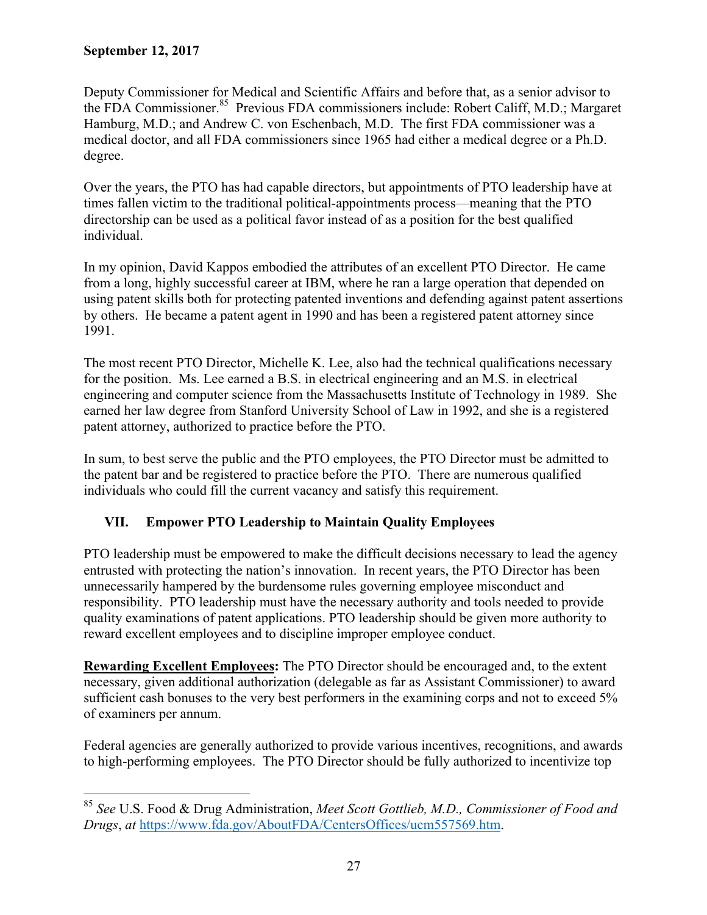Deputy Commissioner for Medical and Scientific Affairs and before that, as a senior advisor to the FDA Commissioner.[85] Previous FDA commissioners include: Robert Califf, M.D.; Margaret Hamburg, M.D.; and Andrew C. von Eschenbach, M.D. The first FDA commissioner was a medical doctor, and all FDA commissioners since 1965 had either a medical degree or a Ph.D. degree.

Over the years, the PTO has had capable directors, but appointments of PTO leadership have at times fallen victim to the traditional political-appointments process—meaning that the PTO directorship can be used as a political favor instead of as a position for the best qualified individual.

In my opinion, David Kappos embodied the attributes of an excellent PTO Director. He came from a long, highly successful career at IBM, where he ran a large operation that depended on using patent skills both for protecting patented inventions and defending against patent assertions by others. He became a patent agent in 1990 and has been a registered patent attorney since 1991.

The most recent PTO Director, Michelle K. Lee, also had the technical qualifications necessary for the position. Ms. Lee earned a B.S. in electrical engineering and an M.S. in electrical engineering and computer science from the Massachusetts Institute of Technology in 1989. She earned her law degree from Stanford University School of Law in 1992, and she is a registered patent attorney, authorized to practice before the PTO.

In sum, to best serve the public and the PTO employees, the PTO Director must be admitted to the patent bar and be registered to practice before the PTO. There are numerous qualified individuals who could fill the current vacancy and satisfy this requirement.

## VII. Empower PTO Leadership to Maintain Quality Employees

PTO leadership must be empowered to make the difficult decisions necessary to lead the agency entrusted with protecting the nation's innovation. In recent years, the PTO Director has been unnecessarily hampered by the burdensome rules governing employee misconduct and responsibility. PTO leadership must have the necessary authority and tools needed to provide quality examinations of patent applications. PTO leadership should be given more authority to reward excellent employees and to discipline improper employee conduct.

**<u>Rewarding Excellent Employees</u>:** The PTO Director should be encouraged and, to the extent necessary, given additional authorization (delegable as far as Assistant Commissioner) to award sufficient cash bonuses to the very best performers in the examining corps and not to exceed 5% of examiners per annum.

Federal agencies are generally authorized to provide various incentives, recognitions, and awards to high-performing employees. The PTO Director should be fully authorized to incentivize top

---

[85] *See* U.S. Food & Drug Administration, *Meet Scott Gottlieb, M.D., Commissioner of Food and Drugs*, *at* https://www.fda.gov/AboutFDA/CentersOffices/ucm557569.htm.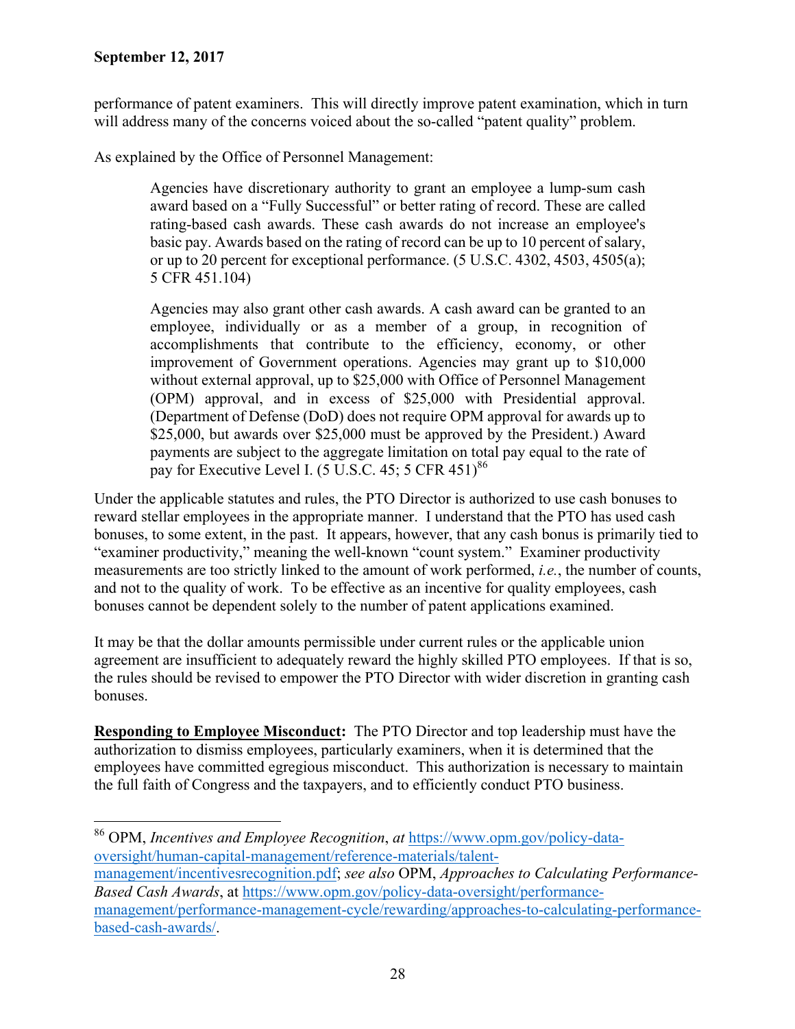performance of patent examiners. This will directly improve patent examination, which in turn will address many of the concerns voiced about the so-called "patent quality" problem.

As explained by the Office of Personnel Management:

> Agencies have discretionary authority to grant an employee a lump-sum cash award based on a "Fully Successful" or better rating of record. These are called rating-based cash awards. These cash awards do not increase an employee's basic pay. Awards based on the rating of record can be up to 10 percent of salary, or up to 20 percent for exceptional performance. (5 U.S.C. 4302, 4503, 4505(a); 5 CFR 451.104)
>
> Agencies may also grant other cash awards. A cash award can be granted to an employee, individually or as a member of a group, in recognition of accomplishments that contribute to the efficiency, economy, or other improvement of Government operations. Agencies may grant up to $10,000 without external approval, up to $25,000 with Office of Personnel Management (OPM) approval, and in excess of $25,000 with Presidential approval. (Department of Defense (DoD) does not require OPM approval for awards up to $25,000, but awards over $25,000 must be approved by the President.) Award payments are subject to the aggregate limitation on total pay equal to the rate of pay for Executive Level I. (5 U.S.C. 45; 5 CFR 451)[86]

Under the applicable statutes and rules, the PTO Director is authorized to use cash bonuses to reward stellar employees in the appropriate manner. I understand that the PTO has used cash bonuses, to some extent, in the past. It appears, however, that any cash bonus is primarily tied to "examiner productivity," meaning the well-known "count system." Examiner productivity measurements are too strictly linked to the amount of work performed, *i.e.*, the number of counts, and not to the quality of work. To be effective as an incentive for quality employees, cash bonuses cannot be dependent solely to the number of patent applications examined.

It may be that the dollar amounts permissible under current rules or the applicable union agreement are insufficient to adequately reward the highly skilled PTO employees. If that is so, the rules should be revised to empower the PTO Director with wider discretion in granting cash bonuses.

**Responding to Employee Misconduct:** The PTO Director and top leadership must have the authorization to dismiss employees, particularly examiners, when it is determined that the employees have committed egregious misconduct. This authorization is necessary to maintain the full faith of Congress and the taxpayers, and to efficiently conduct PTO business.

---

[86] OPM, *Incentives and Employee Recognition*, *at* https://www.opm.gov/policy-data-oversight/human-capital-management/reference-materials/talent-management/incentivesrecognition.pdf; *see also* OPM, *Approaches to Calculating Performance-Based Cash Awards*, at https://www.opm.gov/policy-data-oversight/performance-management/performance-management-cycle/rewarding/approaches-to-calculating-performance-based-cash-awards/.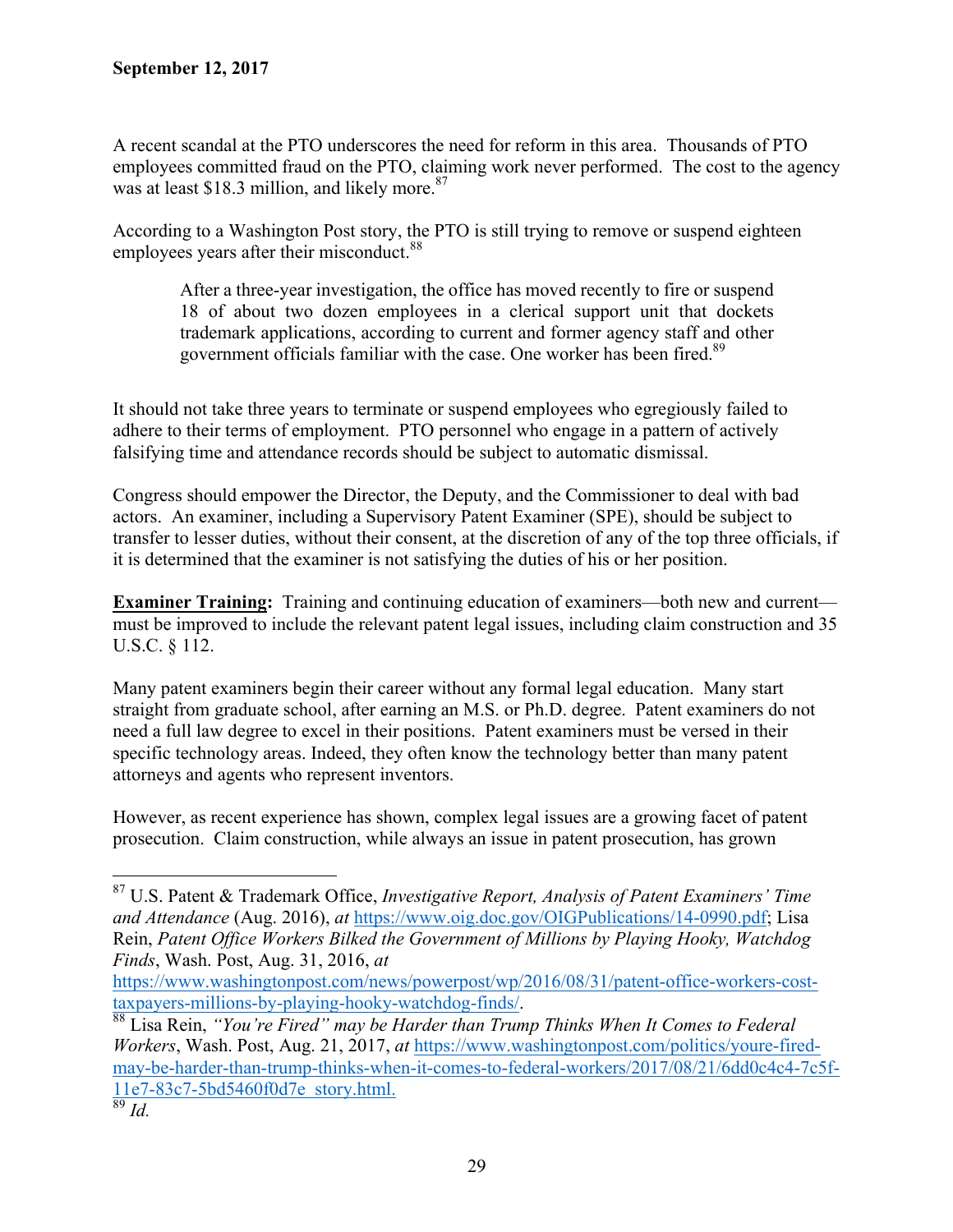A recent scandal at the PTO underscores the need for reform in this area. Thousands of PTO employees committed fraud on the PTO, claiming work never performed. The cost to the agency was at least $18.3 million, and likely more.[87]

According to a Washington Post story, the PTO is still trying to remove or suspend eighteen employees years after their misconduct.[88]

> After a three-year investigation, the office has moved recently to fire or suspend 18 of about two dozen employees in a clerical support unit that dockets trademark applications, according to current and former agency staff and other government officials familiar with the case. One worker has been fired.[89]

It should not take three years to terminate or suspend employees who egregiously failed to adhere to their terms of employment. PTO personnel who engage in a pattern of actively falsifying time and attendance records should be subject to automatic dismissal.

Congress should empower the Director, the Deputy, and the Commissioner to deal with bad actors. An examiner, including a Supervisory Patent Examiner (SPE), should be subject to transfer to lesser duties, without their consent, at the discretion of any of the top three officials, if it is determined that the examiner is not satisfying the duties of his or her position.

**Examiner Training:** Training and continuing education of examiners—both new and current—must be improved to include the relevant patent legal issues, including claim construction and 35 U.S.C. § 112.

Many patent examiners begin their career without any formal legal education. Many start straight from graduate school, after earning an M.S. or Ph.D. degree. Patent examiners do not need a full law degree to excel in their positions. Patent examiners must be versed in their specific technology areas. Indeed, they often know the technology better than many patent attorneys and agents who represent inventors.

However, as recent experience has shown, complex legal issues are a growing facet of patent prosecution. Claim construction, while always an issue in patent prosecution, has grown

---

[87] U.S. Patent & Trademark Office, *Investigative Report, Analysis of Patent Examiners' Time and Attendance* (Aug. 2016), *at* https://www.oig.doc.gov/OIGPublications/14-0990.pdf; Lisa Rein, *Patent Office Workers Bilked the Government of Millions by Playing Hooky, Watchdog Finds*, Wash. Post, Aug. 31, 2016, *at* https://www.washingtonpost.com/news/powerpost/wp/2016/08/31/patent-office-workers-cost-taxpayers-millions-by-playing-hooky-watchdog-finds/.

[88] Lisa Rein, *"You're Fired" may be Harder than Trump Thinks When It Comes to Federal Workers*, Wash. Post, Aug. 21, 2017, *at* https://www.washingtonpost.com/politics/youre-fired-may-be-harder-than-trump-thinks-when-it-comes-to-federal-workers/2017/08/21/6dd0c4c4-7c5f-11e7-83c7-5bd5460f0d7e_story.html.

[89] *Id.*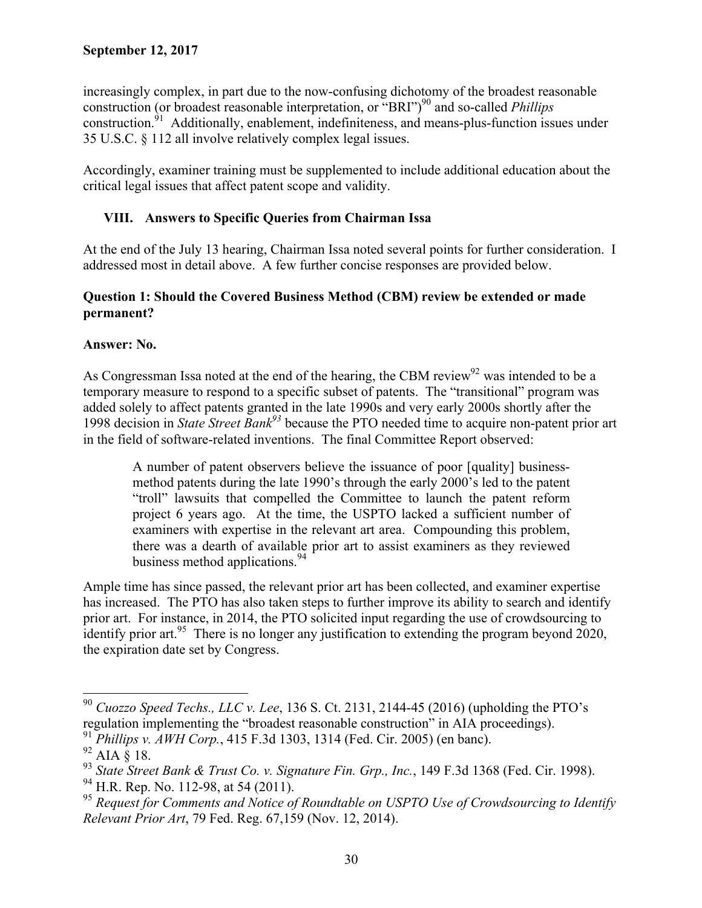increasingly complex, in part due to the now-confusing dichotomy of the broadest reasonable construction (or broadest reasonable interpretation, or "BRI")[90] and so-called *Phillips* construction.[91] Additionally, enablement, indefiniteness, and means-plus-function issues under 35 U.S.C. § 112 all involve relatively complex legal issues.

Accordingly, examiner training must be supplemented to include additional education about the critical legal issues that affect patent scope and validity.

## VIII. Answers to Specific Queries from Chairman Issa

At the end of the July 13 hearing, Chairman Issa noted several points for further consideration. I addressed most in detail above. A few further concise responses are provided below.

**Question 1: Should the Covered Business Method (CBM) review be extended or made permanent?**

**Answer: No.**

As Congressman Issa noted at the end of the hearing, the CBM review[92] was intended to be a temporary measure to respond to a specific subset of patents. The "transitional" program was added solely to affect patents granted in the late 1990s and very early 2000s shortly after the 1998 decision in *State Street Bank*[93] because the PTO needed time to acquire non-patent prior art in the field of software-related inventions. The final Committee Report observed:

> A number of patent observers believe the issuance of poor [quality] business-method patents during the late 1990's through the early 2000's led to the patent "troll" lawsuits that compelled the Committee to launch the patent reform project 6 years ago. At the time, the USPTO lacked a sufficient number of examiners with expertise in the relevant art area. Compounding this problem, there was a dearth of available prior art to assist examiners as they reviewed business method applications.[94]

Ample time has since passed, the relevant prior art has been collected, and examiner expertise has increased. The PTO has also taken steps to further improve its ability to search and identify prior art. For instance, in 2014, the PTO solicited input regarding the use of crowdsourcing to identify prior art.[95] There is no longer any justification to extending the program beyond 2020, the expiration date set by Congress.

---

[90] *Cuozzo Speed Techs., LLC v. Lee*, 136 S. Ct. 2131, 2144-45 (2016) (upholding the PTO's regulation implementing the "broadest reasonable construction" in AIA proceedings).

[91] *Phillips v. AWH Corp.*, 415 F.3d 1303, 1314 (Fed. Cir. 2005) (en banc).

[92] AIA § 18.

[93] *State Street Bank & Trust Co. v. Signature Fin. Grp., Inc.*, 149 F.3d 1368 (Fed. Cir. 1998).

[94] H.R. Rep. No. 112-98, at 54 (2011).

[95] *Request for Comments and Notice of Roundtable on USPTO Use of Crowdsourcing to Identify Relevant Prior Art*, 79 Fed. Reg. 67,159 (Nov. 12, 2014).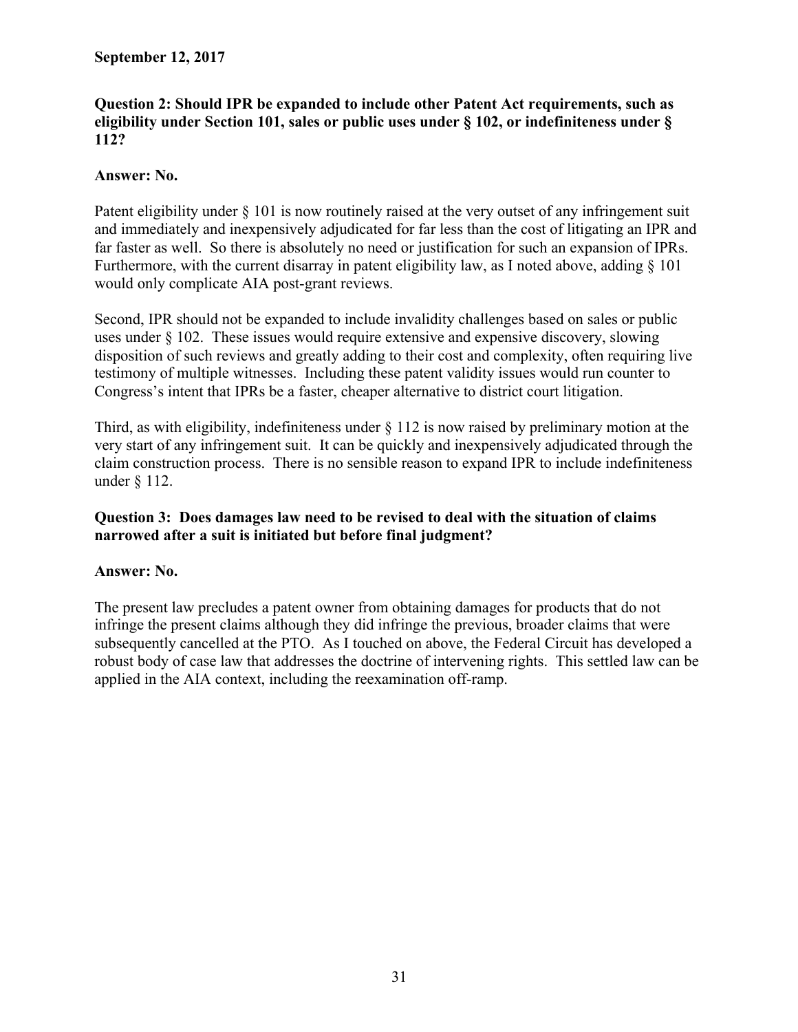**Question 2: Should IPR be expanded to include other Patent Act requirements, such as eligibility under Section 101, sales or public uses under § 102, or indefiniteness under § 112?**

**Answer: No.**

Patent eligibility under § 101 is now routinely raised at the very outset of any infringement suit and immediately and inexpensively adjudicated for far less than the cost of litigating an IPR and far faster as well. So there is absolutely no need or justification for such an expansion of IPRs. Furthermore, with the current disarray in patent eligibility law, as I noted above, adding § 101 would only complicate AIA post-grant reviews.

Second, IPR should not be expanded to include invalidity challenges based on sales or public uses under § 102. These issues would require extensive and expensive discovery, slowing disposition of such reviews and greatly adding to their cost and complexity, often requiring live testimony of multiple witnesses. Including these patent validity issues would run counter to Congress's intent that IPRs be a faster, cheaper alternative to district court litigation.

Third, as with eligibility, indefiniteness under § 112 is now raised by preliminary motion at the very start of any infringement suit. It can be quickly and inexpensively adjudicated through the claim construction process. There is no sensible reason to expand IPR to include indefiniteness under § 112.

**Question 3: Does damages law need to be revised to deal with the situation of claims narrowed after a suit is initiated but before final judgment?**

**Answer: No.**

The present law precludes a patent owner from obtaining damages for products that do not infringe the present claims although they did infringe the previous, broader claims that were subsequently cancelled at the PTO. As I touched on above, the Federal Circuit has developed a robust body of case law that addresses the doctrine of intervening rights. This settled law can be applied in the AIA context, including the reexamination off-ramp.